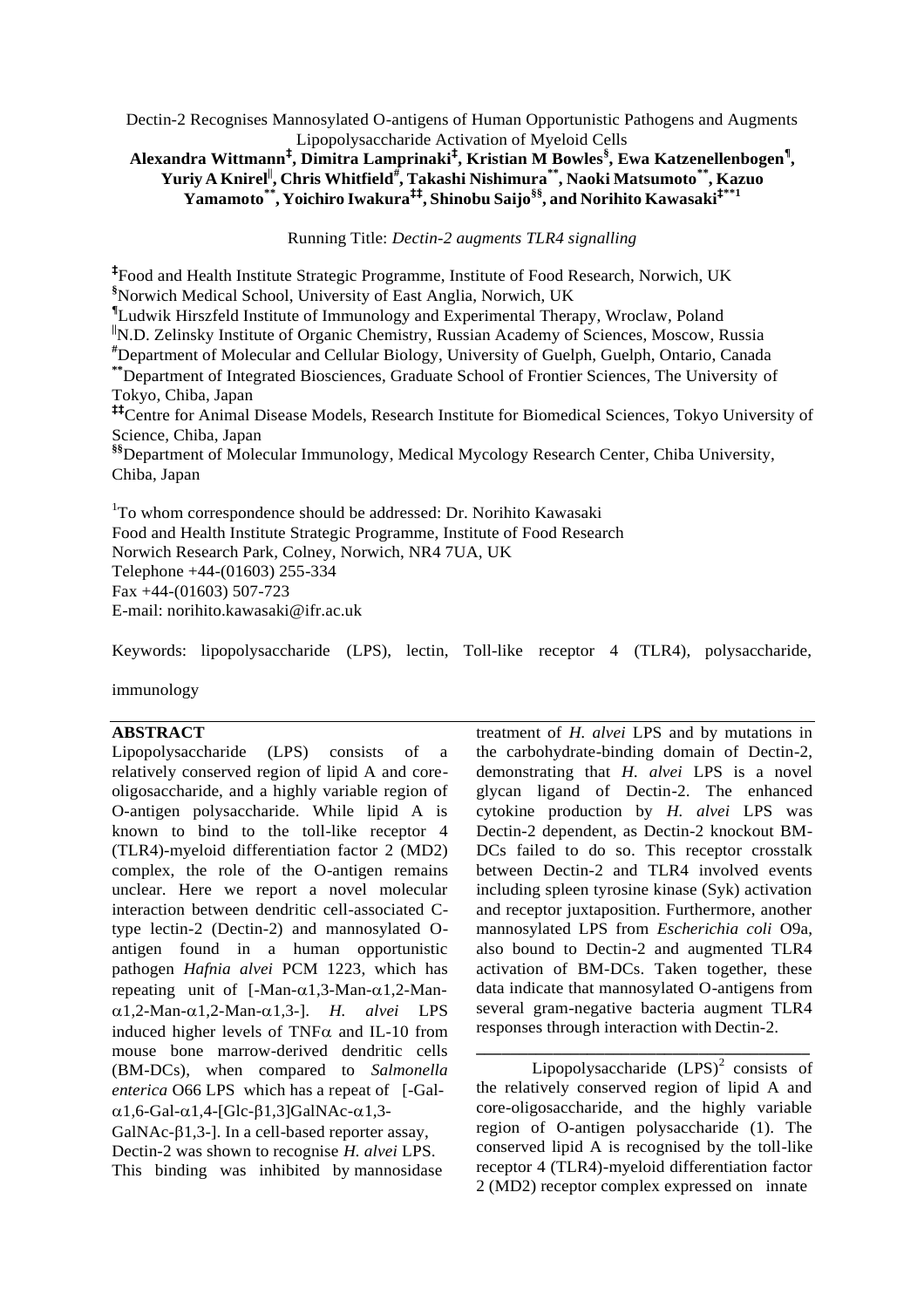# Dectin-2 Recognises Mannosylated O-antigens of Human Opportunistic Pathogens and Augments Lipopolysaccharide Activation of Myeloid Cells

**Alexandra Wittmann[‡], Dimitra Lamprinaki[‡], Kristian M Bowles[§], Ewa Katzenellenbogen[¶], Yuriy A Knirel[‖], Chris Whitfield[#], Takashi Nishimura[\*\*], Naoki Matsumoto[\*\*], Kazuo Yamamoto[\*\*], Yoichiro Iwakura[‡‡], Shinobu Saijo[§§], and Norihito Kawasaki[‡\*\*1]**

Running Title: *Dectin-2 augments TLR4 signalling*

[‡]Food and Health Institute Strategic Programme, Institute of Food Research, Norwich, UK
[§]Norwich Medical School, University of East Anglia, Norwich, UK
[¶]Ludwik Hirszfeld Institute of Immunology and Experimental Therapy, Wroclaw, Poland
[‖]N.D. Zelinsky Institute of Organic Chemistry, Russian Academy of Sciences, Moscow, Russia
[#]Department of Molecular and Cellular Biology, University of Guelph, Guelph, Ontario, Canada
[\*\*]Department of Integrated Biosciences, Graduate School of Frontier Sciences, The University of Tokyo, Chiba, Japan
[‡‡]Centre for Animal Disease Models, Research Institute for Biomedical Sciences, Tokyo University of Science, Chiba, Japan
[§§]Department of Molecular Immunology, Medical Mycology Research Center, Chiba University, Chiba, Japan

[1]To whom correspondence should be addressed: Dr. Norihito Kawasaki
Food and Health Institute Strategic Programme, Institute of Food Research
Norwich Research Park, Colney, Norwich, NR4 7UA, UK
Telephone +44-(01603) 255-334
Fax +44-(01603) 507-723
E-mail: norihito.kawasaki@ifr.ac.uk

Keywords: lipopolysaccharide (LPS), lectin, Toll-like receptor 4 (TLR4), polysaccharide, immunology

## ABSTRACT

Lipopolysaccharide (LPS) consists of a relatively conserved region of lipid A and core-oligosaccharide, and a highly variable region of O-antigen polysaccharide. While lipid A is known to bind to the toll-like receptor 4 (TLR4)-myeloid differentiation factor 2 (MD2) complex, the role of the O-antigen remains unclear. Here we report a novel molecular interaction between dendritic cell-associated C-type lectin-2 (Dectin-2) and mannosylated O-antigen found in a human opportunistic pathogen *Hafnia alvei* PCM 1223, which has repeating unit of [-Man-α1,3-Man-α1,2-Man-α1,2-Man-α1,2-Man-α1,3-]. *H. alvei* LPS induced higher levels of TNFα and IL-10 from mouse bone marrow-derived dendritic cells (BM-DCs), when compared to *Salmonella enterica* O66 LPS which has a repeat of [-Gal-α1,6-Gal-α1,4-[Glc-β1,3]GalNAc-α1,3-GalNAc-β1,3-]. In a cell-based reporter assay, Dectin-2 was shown to recognise *H. alvei* LPS. This binding was inhibited by mannosidase treatment of *H. alvei* LPS and by mutations in the carbohydrate-binding domain of Dectin-2, demonstrating that *H. alvei* LPS is a novel glycan ligand of Dectin-2. The enhanced cytokine production by *H. alvei* LPS was Dectin-2 dependent, as Dectin-2 knockout BM-DCs failed to do so. This receptor crosstalk between Dectin-2 and TLR4 involved events including spleen tyrosine kinase (Syk) activation and receptor juxtaposition. Furthermore, another mannosylated LPS from *Escherichia coli* O9a, also bound to Dectin-2 and augmented TLR4 activation of BM-DCs. Taken together, these data indicate that mannosylated O-antigens from several gram-negative bacteria augment TLR4 responses through interaction with Dectin-2.

Lipopolysaccharide (LPS)[2] consists of the relatively conserved region of lipid A and core-oligosaccharide, and the highly variable region of O-antigen polysaccharide (1). The conserved lipid A is recognised by the toll-like receptor 4 (TLR4)-myeloid differentiation factor 2 (MD2) receptor complex expressed on innate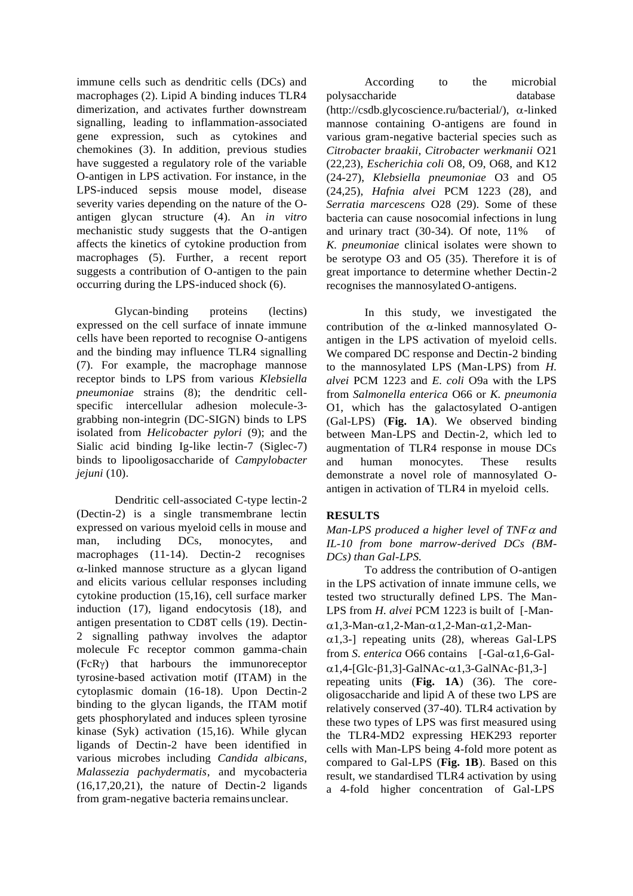immune cells such as dendritic cells (DCs) and macrophages (2). Lipid A binding induces TLR4 dimerization, and activates further downstream signalling, leading to inflammation-associated gene expression, such as cytokines and chemokines (3). In addition, previous studies have suggested a regulatory role of the variable O-antigen in LPS activation. For instance, in the LPS-induced sepsis mouse model, disease severity varies depending on the nature of the O-antigen glycan structure (4). An *in vitro* mechanistic study suggests that the O-antigen affects the kinetics of cytokine production from macrophages (5). Further, a recent report suggests a contribution of O-antigen to the pain occurring during the LPS-induced shock (6).

Glycan-binding proteins (lectins) expressed on the cell surface of innate immune cells have been reported to recognise O-antigens and the binding may influence TLR4 signalling (7). For example, the macrophage mannose receptor binds to LPS from various *Klebsiella pneumoniae* strains (8); the dendritic cell-specific intercellular adhesion molecule-3-grabbing non-integrin (DC-SIGN) binds to LPS isolated from *Helicobacter pylori* (9); and the Sialic acid binding Ig-like lectin-7 (Siglec-7) binds to lipooligosaccharide of *Campylobacter jejuni* (10).

Dendritic cell-associated C-type lectin-2 (Dectin-2) is a single transmembrane lectin expressed on various myeloid cells in mouse and man, including DCs, monocytes, and macrophages (11-14). Dectin-2 recognises $\alpha$-linked mannose structure as a glycan ligand and elicits various cellular responses including cytokine production (15,16), cell surface marker induction (17), ligand endocytosis (18), and antigen presentation to CD8T cells (19). Dectin-2 signalling pathway involves the adaptor molecule Fc receptor common gamma-chain (FcR$\gamma$) that harbours the immunoreceptor tyrosine-based activation motif (ITAM) in the cytoplasmic domain (16-18). Upon Dectin-2 binding to the glycan ligands, the ITAM motif gets phosphorylated and induces spleen tyrosine kinase (Syk) activation (15,16). While glycan ligands of Dectin-2 have been identified in various microbes including *Candida albicans*, *Malassezia pachydermatis*, and mycobacteria (16,17,20,21), the nature of Dectin-2 ligands from gram-negative bacteria remains unclear.

According to the microbial polysaccharide database (http://csdb.glycoscience.ru/bacterial/), $\alpha$-linked mannose containing O-antigens are found in various gram-negative bacterial species such as *Citrobacter braakii, Citrobacter werkmanii* O21 (22,23), *Escherichia coli* O8, O9, O68, and K12 (24-27), *Klebsiella pneumoniae* O3 and O5 (24,25), *Hafnia alvei* PCM 1223 (28), and *Serratia marcescens* O28 (29). Some of these bacteria can cause nosocomial infections in lung and urinary tract (30-34). Of note, 11% of *K. pneumoniae* clinical isolates were shown to be serotype O3 and O5 (35). Therefore it is of great importance to determine whether Dectin-2 recognises the mannosylated O-antigens.

In this study, we investigated the contribution of the $\alpha$-linked mannosylated O-antigen in the LPS activation of myeloid cells. We compared DC response and Dectin-2 binding to the mannosylated LPS (Man-LPS) from *H. alvei* PCM 1223 and *E. coli* O9a with the LPS from *Salmonella enterica* O66 or *K. pneumonia* O1, which has the galactosylated O-antigen (Gal-LPS) (**Fig. 1A**). We observed binding between Man-LPS and Dectin-2, which led to augmentation of TLR4 response in mouse DCs and human monocytes. These results demonstrate a novel role of mannosylated O-antigen in activation of TLR4 in myeloid cells.

## RESULTS

*Man-LPS produced a higher level of TNF$\alpha$ and IL-10 from bone marrow-derived DCs (BM-DCs) than Gal-LPS.*

To address the contribution of O-antigen in the LPS activation of innate immune cells, we tested two structurally defined LPS. The Man-LPS from *H. alvei* PCM 1223 is built of [-Man-$\alpha$1,3-Man-$\alpha$1,2-Man-$\alpha$1,2-Man-$\alpha$1,2-Man-$\alpha$1,3-] repeating units (28), whereas Gal-LPS from *S. enterica* O66 contains [-Gal-$\alpha$1,6-Gal-$\alpha$1,4-[Glc-$\beta$1,3]-GalNAc-$\alpha$1,3-GalNAc-$\beta$1,3-] repeating units (**Fig. 1A**) (36). The core-oligosaccharide and lipid A of these two LPS are relatively conserved (37-40). TLR4 activation by these two types of LPS was first measured using the TLR4-MD2 expressing HEK293 reporter cells with Man-LPS being 4-fold more potent as compared to Gal-LPS (**Fig. 1B**). Based on this result, we standardised TLR4 activation by using a 4-fold higher concentration of Gal-LPS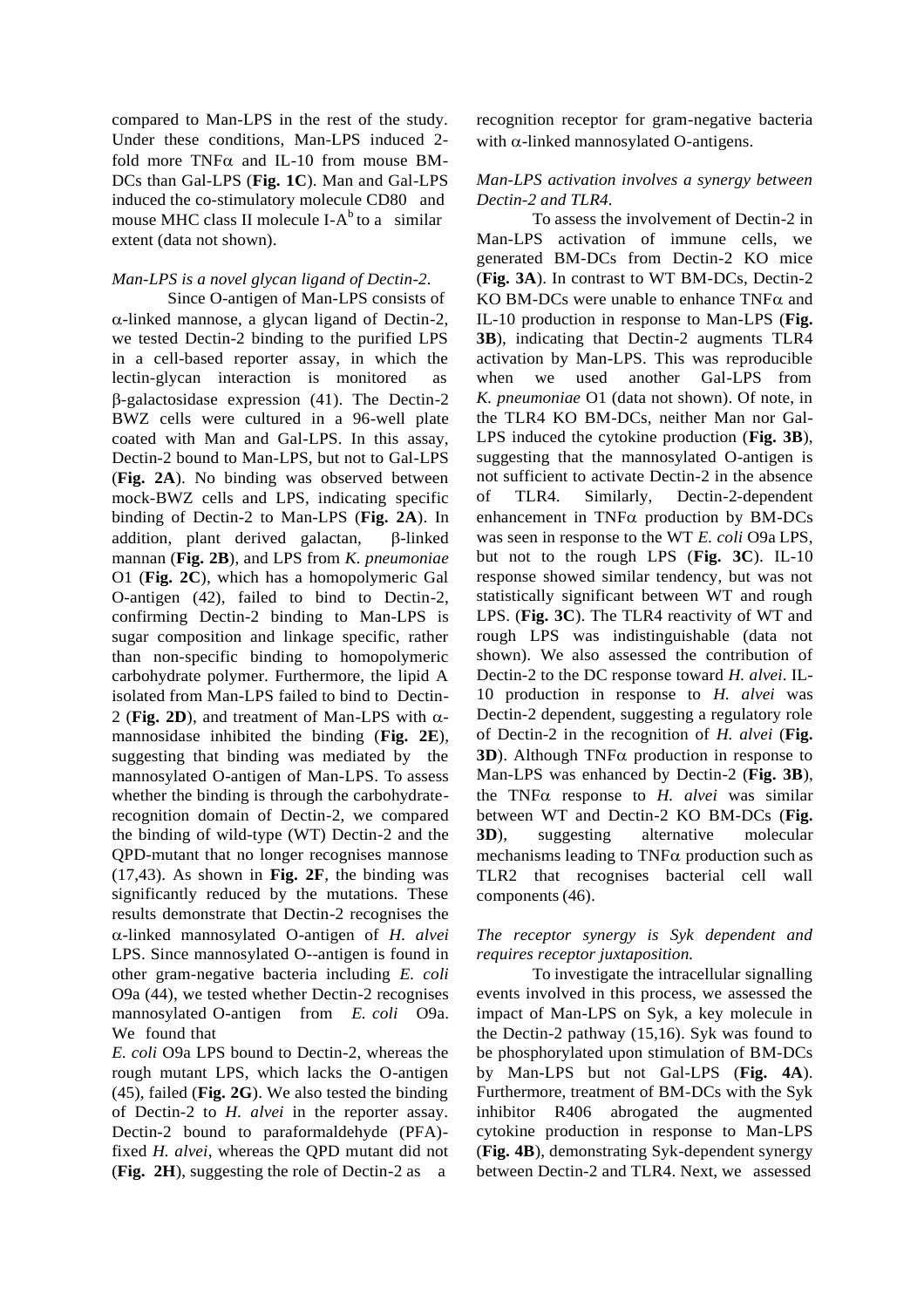compared to Man-LPS in the rest of the study. Under these conditions, Man-LPS induced 2-fold more TNF$\alpha$ and IL-10 from mouse BM-DCs than Gal-LPS (**Fig. 1C**). Man and Gal-LPS induced the co-stimulatory molecule CD80 and mouse MHC class II molecule I-A$^b$ to a similar extent (data not shown).

*Man-LPS is a novel glycan ligand of Dectin-2.*

Since O-antigen of Man-LPS consists of $\alpha$-linked mannose, a glycan ligand of Dectin-2, we tested Dectin-2 binding to the purified LPS in a cell-based reporter assay, in which the lectin-glycan interaction is monitored as $\beta$-galactosidase expression (41). The Dectin-2 BWZ cells were cultured in a 96-well plate coated with Man and Gal-LPS. In this assay, Dectin-2 bound to Man-LPS, but not to Gal-LPS (**Fig. 2A**). No binding was observed between mock-BWZ cells and LPS, indicating specific binding of Dectin-2 to Man-LPS (**Fig. 2A**). In addition, plant derived galactan, $\beta$-linked mannan (**Fig. 2B**), and LPS from *K. pneumoniae* O1 (**Fig. 2C**), which has a homopolymeric Gal O-antigen (42), failed to bind to Dectin-2, confirming Dectin-2 binding to Man-LPS is sugar composition and linkage specific, rather than non-specific binding to homopolymeric carbohydrate polymer. Furthermore, the lipid A isolated from Man-LPS failed to bind to Dectin-2 (**Fig. 2D**), and treatment of Man-LPS with $\alpha$-mannosidase inhibited the binding (**Fig. 2E**), suggesting that binding was mediated by the mannosylated O-antigen of Man-LPS. To assess whether the binding is through the carbohydrate-recognition domain of Dectin-2, we compared the binding of wild-type (WT) Dectin-2 and the QPD-mutant that no longer recognises mannose (17,43). As shown in **Fig. 2F**, the binding was significantly reduced by the mutations. These results demonstrate that Dectin-2 recognises the $\alpha$-linked mannosylated O-antigen of *H. alvei* LPS. Since mannosylated O--antigen is found in other gram-negative bacteria including *E. coli* O9a (44), we tested whether Dectin-2 recognises mannosylated O-antigen from *E. coli* O9a. We found that *E. coli* O9a LPS bound to Dectin-2, whereas the rough mutant LPS, which lacks the O-antigen (45), failed (**Fig. 2G**). We also tested the binding of Dectin-2 to *H. alvei* in the reporter assay. Dectin-2 bound to paraformaldehyde (PFA)-fixed *H. alvei*, whereas the QPD mutant did not (**Fig. 2H**), suggesting the role of Dectin-2 as a recognition receptor for gram-negative bacteria with $\alpha$-linked mannosylated O-antigens.

*Man-LPS activation involves a synergy between Dectin-2 and TLR4.*

To assess the involvement of Dectin-2 in Man-LPS activation of immune cells, we generated BM-DCs from Dectin-2 KO mice (**Fig. 3A**). In contrast to WT BM-DCs, Dectin-2 KO BM-DCs were unable to enhance TNF$\alpha$ and IL-10 production in response to Man-LPS (**Fig. 3B**), indicating that Dectin-2 augments TLR4 activation by Man-LPS. This was reproducible when we used another Gal-LPS from *K. pneumoniae* O1 (data not shown). Of note, in the TLR4 KO BM-DCs, neither Man nor Gal-LPS induced the cytokine production (**Fig. 3B**), suggesting that the mannosylated O-antigen is not sufficient to activate Dectin-2 in the absence of TLR4. Similarly, Dectin-2-dependent enhancement in TNF$\alpha$ production by BM-DCs was seen in response to the WT *E. coli* O9a LPS, but not to the rough LPS (**Fig. 3C**). IL-10 response showed similar tendency, but was not statistically significant between WT and rough LPS. (**Fig. 3C**). The TLR4 reactivity of WT and rough LPS was indistinguishable (data not shown). We also assessed the contribution of Dectin-2 to the DC response toward *H. alvei*. IL-10 production in response to *H. alvei* was Dectin-2 dependent, suggesting a regulatory role of Dectin-2 in the recognition of *H. alvei* (**Fig. 3D**). Although TNF$\alpha$ production in response to Man-LPS was enhanced by Dectin-2 (**Fig. 3B**), the TNF$\alpha$ response to *H. alvei* was similar between WT and Dectin-2 KO BM-DCs (**Fig. 3D**), suggesting alternative molecular mechanisms leading to TNF$\alpha$ production such as TLR2 that recognises bacterial cell wall components (46).

*The receptor synergy is Syk dependent and requires receptor juxtaposition.*

To investigate the intracellular signalling events involved in this process, we assessed the impact of Man-LPS on Syk, a key molecule in the Dectin-2 pathway (15,16). Syk was found to be phosphorylated upon stimulation of BM-DCs by Man-LPS but not Gal-LPS (**Fig. 4A**). Furthermore, treatment of BM-DCs with the Syk inhibitor R406 abrogated the augmented cytokine production in response to Man-LPS (**Fig. 4B**), demonstrating Syk-dependent synergy between Dectin-2 and TLR4. Next, we assessed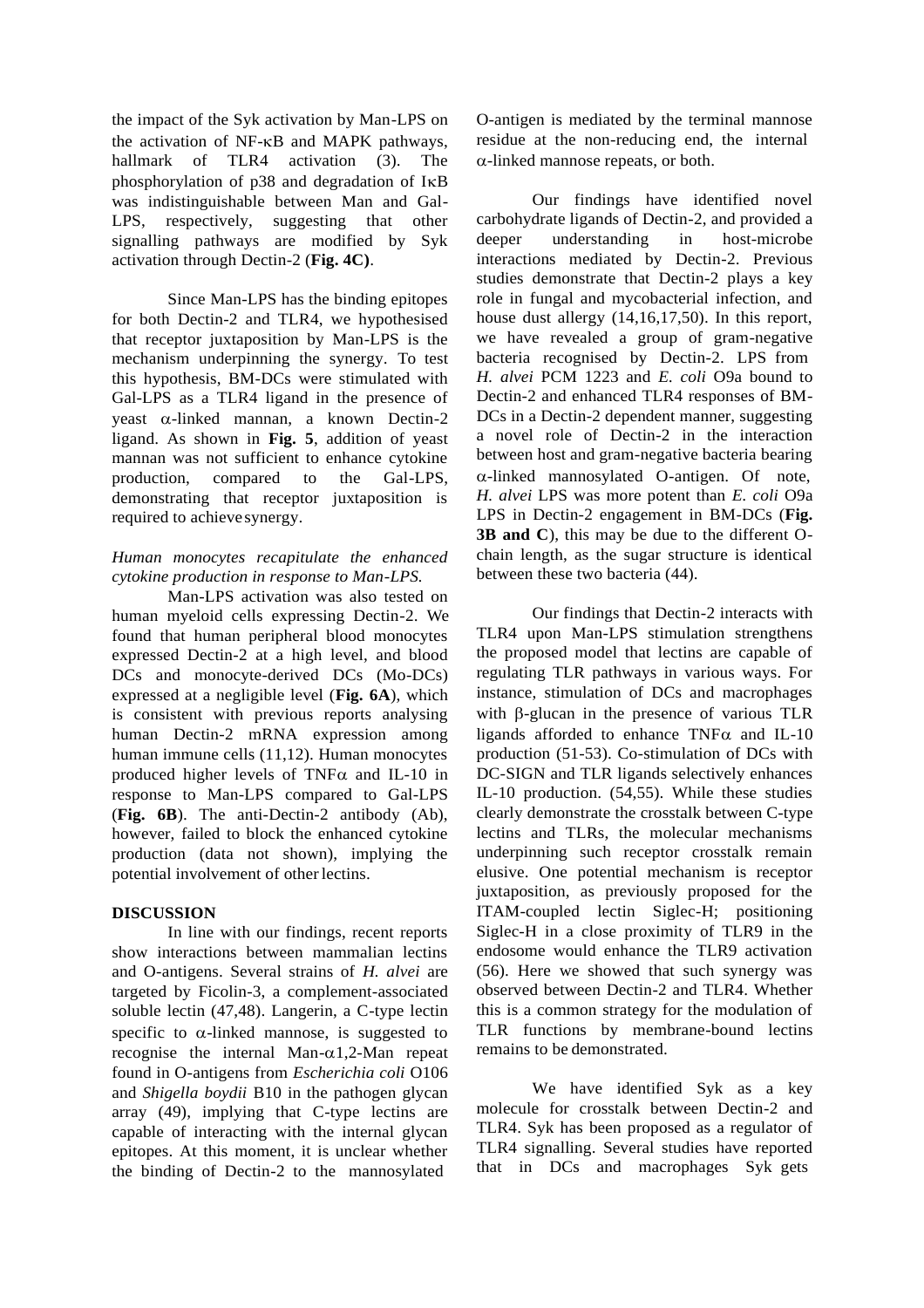the impact of the Syk activation by Man-LPS on the activation of NF-κB and MAPK pathways, hallmark of TLR4 activation (3). The phosphorylation of p38 and degradation of IκB was indistinguishable between Man and Gal-LPS, respectively, suggesting that other signalling pathways are modified by Syk activation through Dectin-2 (**Fig. 4C**).

Since Man-LPS has the binding epitopes for both Dectin-2 and TLR4, we hypothesised that receptor juxtaposition by Man-LPS is the mechanism underpinning the synergy. To test this hypothesis, BM-DCs were stimulated with Gal-LPS as a TLR4 ligand in the presence of yeast α-linked mannan, a known Dectin-2 ligand. As shown in **Fig. 5**, addition of yeast mannan was not sufficient to enhance cytokine production, compared to the Gal-LPS, demonstrating that receptor juxtaposition is required to achieve synergy.

*Human monocytes recapitulate the enhanced cytokine production in response to Man-LPS.*

Man-LPS activation was also tested on human myeloid cells expressing Dectin-2. We found that human peripheral blood monocytes expressed Dectin-2 at a high level, and blood DCs and monocyte-derived DCs (Mo-DCs) expressed at a negligible level (**Fig. 6A**), which is consistent with previous reports analysing human Dectin-2 mRNA expression among human immune cells (11,12). Human monocytes produced higher levels of TNFα and IL-10 in response to Man-LPS compared to Gal-LPS (**Fig. 6B**). The anti-Dectin-2 antibody (Ab), however, failed to block the enhanced cytokine production (data not shown), implying the potential involvement of other lectins.

## DISCUSSION

In line with our findings, recent reports show interactions between mammalian lectins and O-antigens. Several strains of *H. alvei* are targeted by Ficolin-3, a complement-associated soluble lectin (47,48). Langerin, a C-type lectin specific to α-linked mannose, is suggested to recognise the internal Man-α1,2-Man repeat found in O-antigens from *Escherichia coli* O106 and *Shigella boydii* B10 in the pathogen glycan array (49), implying that C-type lectins are capable of interacting with the internal glycan epitopes. At this moment, it is unclear whether the binding of Dectin-2 to the mannosylated O-antigen is mediated by the terminal mannose residue at the non-reducing end, the internal α-linked mannose repeats, or both.

Our findings have identified novel carbohydrate ligands of Dectin-2, and provided a deeper understanding in host-microbe interactions mediated by Dectin-2. Previous studies demonstrate that Dectin-2 plays a key role in fungal and mycobacterial infection, and house dust allergy (14,16,17,50). In this report, we have revealed a group of gram-negative bacteria recognised by Dectin-2. LPS from *H. alvei* PCM 1223 and *E. coli* O9a bound to Dectin-2 and enhanced TLR4 responses of BM-DCs in a Dectin-2 dependent manner, suggesting a novel role of Dectin-2 in the interaction between host and gram-negative bacteria bearing α-linked mannosylated O-antigen. Of note, *H. alvei* LPS was more potent than *E. coli* O9a LPS in Dectin-2 engagement in BM-DCs (**Fig. 3B and C**), this may be due to the different O-chain length, as the sugar structure is identical between these two bacteria (44).

Our findings that Dectin-2 interacts with TLR4 upon Man-LPS stimulation strengthens the proposed model that lectins are capable of regulating TLR pathways in various ways. For instance, stimulation of DCs and macrophages with β-glucan in the presence of various TLR ligands afforded to enhance TNFα and IL-10 production (51-53). Co-stimulation of DCs with DC-SIGN and TLR ligands selectively enhances IL-10 production. (54,55). While these studies clearly demonstrate the crosstalk between C-type lectins and TLRs, the molecular mechanisms underpinning such receptor crosstalk remain elusive. One potential mechanism is receptor juxtaposition, as previously proposed for the ITAM-coupled lectin Siglec-H; positioning Siglec-H in a close proximity of TLR9 in the endosome would enhance the TLR9 activation (56). Here we showed that such synergy was observed between Dectin-2 and TLR4. Whether this is a common strategy for the modulation of TLR functions by membrane-bound lectins remains to be demonstrated.

We have identified Syk as a key molecule for crosstalk between Dectin-2 and TLR4. Syk has been proposed as a regulator of TLR4 signalling. Several studies have reported that in DCs and macrophages Syk gets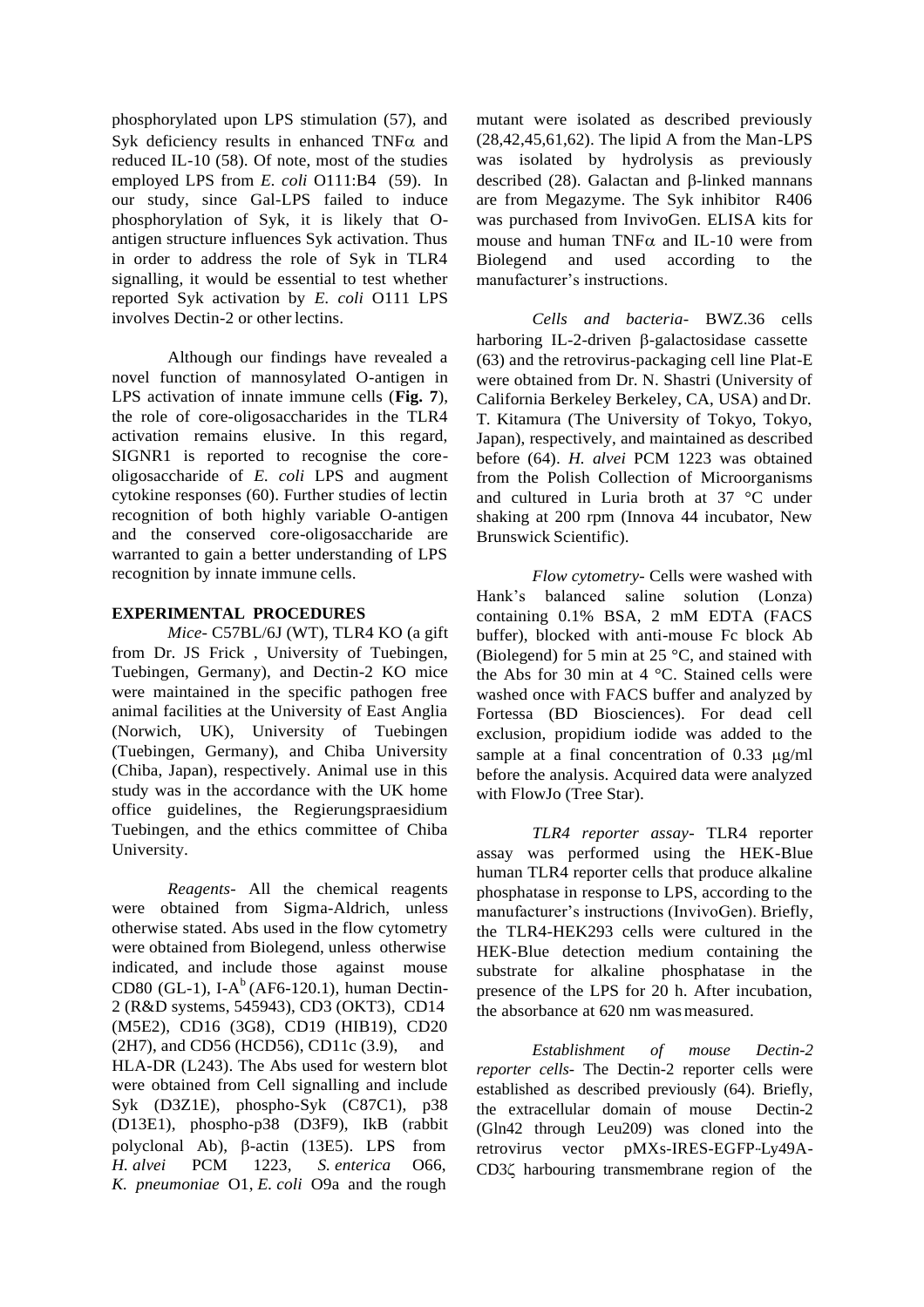phosphorylated upon LPS stimulation (57), and Syk deficiency results in enhanced TNFα and reduced IL-10 (58). Of note, most of the studies employed LPS from *E. coli* O111:B4 (59). In our study, since Gal-LPS failed to induce phosphorylation of Syk, it is likely that O-antigen structure influences Syk activation. Thus in order to address the role of Syk in TLR4 signalling, it would be essential to test whether reported Syk activation by *E. coli* O111 LPS involves Dectin-2 or other lectins.

Although our findings have revealed a novel function of mannosylated O-antigen in LPS activation of innate immune cells (**Fig. 7**), the role of core-oligosaccharides in the TLR4 activation remains elusive. In this regard, SIGNR1 is reported to recognise the core-oligosaccharide of *E. coli* LPS and augment cytokine responses (60). Further studies of lectin recognition of both highly variable O-antigen and the conserved core-oligosaccharide are warranted to gain a better understanding of LPS recognition by innate immune cells.

## EXPERIMENTAL PROCEDURES

*Mice*- C57BL/6J (WT), TLR4 KO (a gift from Dr. JS Frick , University of Tuebingen, Tuebingen, Germany), and Dectin-2 KO mice were maintained in the specific pathogen free animal facilities at the University of East Anglia (Norwich, UK), University of Tuebingen (Tuebingen, Germany), and Chiba University (Chiba, Japan), respectively. Animal use in this study was in the accordance with the UK home office guidelines, the Regierungspraesidium Tuebingen, and the ethics committee of Chiba University.

*Reagents*- All the chemical reagents were obtained from Sigma-Aldrich, unless otherwise stated. Abs used in the flow cytometry were obtained from Biolegend, unless otherwise indicated, and include those against mouse CD80 (GL-1), I-A$^b$ (AF6-120.1), human Dectin-2 (R&D systems, 545943), CD3 (OKT3), CD14 (M5E2), CD16 (3G8), CD19 (HIB19), CD20 (2H7), and CD56 (HCD56), CD11c (3.9), and HLA-DR (L243). The Abs used for western blot were obtained from Cell signalling and include Syk (D3Z1E), phospho-Syk (C87C1), p38 (D13E1), phospho-p38 (D3F9), IkB (rabbit polyclonal Ab), β-actin (13E5). LPS from *H. alvei* PCM 1223, *S. enterica* O66, *K. pneumoniae* O1, *E. coli* O9a and the rough mutant were isolated as described previously (28,42,45,61,62). The lipid A from the Man-LPS was isolated by hydrolysis as previously described (28). Galactan and β-linked mannans are from Megazyme. The Syk inhibitor R406 was purchased from InvivoGen. ELISA kits for mouse and human TNFα and IL-10 were from Biolegend and used according to the manufacturer's instructions.

*Cells and bacteria*- BWZ.36 cells harboring IL-2-driven β-galactosidase cassette (63) and the retrovirus-packaging cell line Plat-E were obtained from Dr. N. Shastri (University of California Berkeley Berkeley, CA, USA) and Dr. T. Kitamura (The University of Tokyo, Tokyo, Japan), respectively, and maintained as described before (64). *H. alvei* PCM 1223 was obtained from the Polish Collection of Microorganisms and cultured in Luria broth at 37 °C under shaking at 200 rpm (Innova 44 incubator, New Brunswick Scientific).

*Flow cytometry*- Cells were washed with Hank's balanced saline solution (Lonza) containing 0.1% BSA, 2 mM EDTA (FACS buffer), blocked with anti-mouse Fc block Ab (Biolegend) for 5 min at 25 °C, and stained with the Abs for 30 min at 4 °C. Stained cells were washed once with FACS buffer and analyzed by Fortessa (BD Biosciences). For dead cell exclusion, propidium iodide was added to the sample at a final concentration of 0.33 μg/ml before the analysis. Acquired data were analyzed with FlowJo (Tree Star).

*TLR4 reporter assay*- TLR4 reporter assay was performed using the HEK-Blue human TLR4 reporter cells that produce alkaline phosphatase in response to LPS, according to the manufacturer's instructions (InvivoGen). Briefly, the TLR4-HEK293 cells were cultured in the HEK-Blue detection medium containing the substrate for alkaline phosphatase in the presence of the LPS for 20 h. After incubation, the absorbance at 620 nm was measured.

*Establishment of mouse Dectin-2 reporter cells*- The Dectin-2 reporter cells were established as described previously (64). Briefly, the extracellular domain of mouse Dectin-2 (Gln42 through Leu209) was cloned into the retrovirus vector pMXs-IRES-EGFP-Ly49A-CD3ζ harbouring transmembrane region of the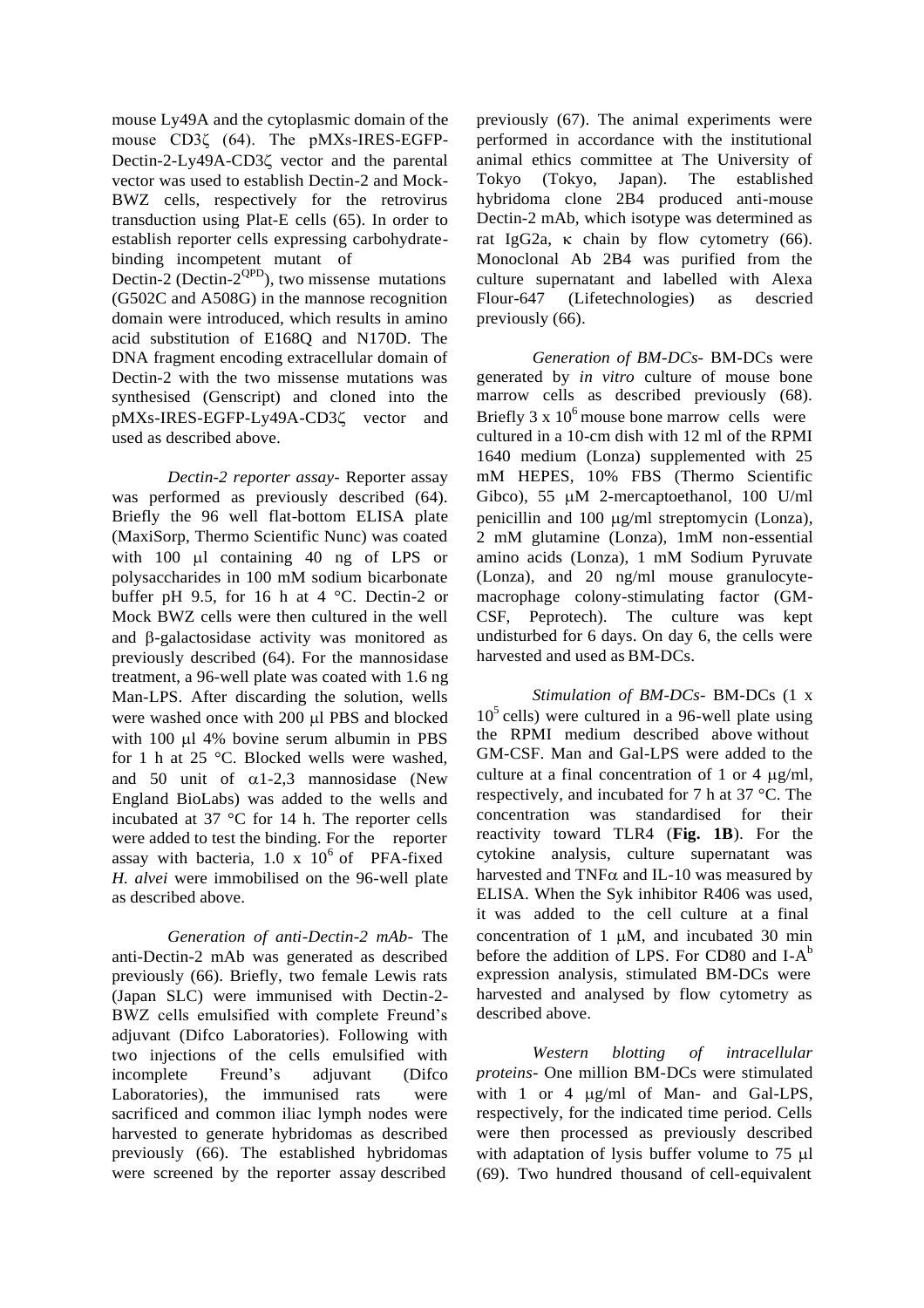mouse Ly49A and the cytoplasmic domain of the mouse CD3ζ (64). The pMXs-IRES-EGFP-Dectin-2-Ly49A-CD3ζ vector and the parental vector was used to establish Dectin-2 and Mock-BWZ cells, respectively for the retrovirus transduction using Plat-E cells (65). In order to establish reporter cells expressing carbohydrate-binding incompetent mutant of Dectin-2 (Dectin-$2^{QPD}$), two missense mutations (G502C and A508G) in the mannose recognition domain were introduced, which results in amino acid substitution of E168Q and N170D. The DNA fragment encoding extracellular domain of Dectin-2 with the two missense mutations was synthesised (Genscript) and cloned into the pMXs-IRES-EGFP-Ly49A-CD3ζ vector and used as described above.

*Dectin-2 reporter assay-* Reporter assay was performed as previously described (64). Briefly the 96 well flat-bottom ELISA plate (MaxiSorp, Thermo Scientific Nunc) was coated with 100 μl containing 40 ng of LPS or polysaccharides in 100 mM sodium bicarbonate buffer pH 9.5, for 16 h at 4 °C. Dectin-2 or Mock BWZ cells were then cultured in the well and β-galactosidase activity was monitored as previously described (64). For the mannosidase treatment, a 96-well plate was coated with 1.6 ng Man-LPS. After discarding the solution, wells were washed once with 200 μl PBS and blocked with 100 μl 4% bovine serum albumin in PBS for 1 h at 25 °C. Blocked wells were washed, and 50 unit of α1-2,3 mannosidase (New England BioLabs) was added to the wells and incubated at 37 °C for 14 h. The reporter cells were added to test the binding. For the reporter assay with bacteria, $1.0 \times 10^6$ of PFA-fixed *H. alvei* were immobilised on the 96-well plate as described above.

*Generation of anti-Dectin-2 mAb-* The anti-Dectin-2 mAb was generated as described previously (66). Briefly, two female Lewis rats (Japan SLC) were immunised with Dectin-2-BWZ cells emulsified with complete Freund's adjuvant (Difco Laboratories). Following with two injections of the cells emulsified with incomplete Freund's adjuvant (Difco Laboratories), the immunised rats were sacrificed and common iliac lymph nodes were harvested to generate hybridomas as described previously (66). The established hybridomas were screened by the reporter assay described previously (67). The animal experiments were performed in accordance with the institutional animal ethics committee at The University of Tokyo (Tokyo, Japan). The established hybridoma clone 2B4 produced anti-mouse Dectin-2 mAb, which isotype was determined as rat IgG2a, κ chain by flow cytometry (66). Monoclonal Ab 2B4 was purified from the culture supernatant and labelled with Alexa Flour-647 (Lifetechnologies) as descried previously (66).

*Generation of BM-DCs-* BM-DCs were generated by *in vitro* culture of mouse bone marrow cells as described previously (68). Briefly $3 \times 10^6$ mouse bone marrow cells were cultured in a 10-cm dish with 12 ml of the RPMI 1640 medium (Lonza) supplemented with 25 mM HEPES, 10% FBS (Thermo Scientific Gibco), 55 μM 2-mercaptoethanol, 100 U/ml penicillin and 100 μg/ml streptomycin (Lonza), 2 mM glutamine (Lonza), 1mM non-essential amino acids (Lonza), 1 mM Sodium Pyruvate (Lonza), and 20 ng/ml mouse granulocyte-macrophage colony-stimulating factor (GM-CSF, Peprotech). The culture was kept undisturbed for 6 days. On day 6, the cells were harvested and used as BM-DCs.

*Stimulation of BM-DCs-* BM-DCs ($1 \times 10^5$ cells) were cultured in a 96-well plate using the RPMI medium described above without GM-CSF. Man and Gal-LPS were added to the culture at a final concentration of 1 or 4 μg/ml, respectively, and incubated for 7 h at 37 °C. The concentration was standardised for their reactivity toward TLR4 (**Fig. 1B**). For the cytokine analysis, culture supernatant was harvested and TNFα and IL-10 was measured by ELISA. When the Syk inhibitor R406 was used, it was added to the cell culture at a final concentration of 1 μM, and incubated 30 min before the addition of LPS. For CD80 and I-$A^b$ expression analysis, stimulated BM-DCs were harvested and analysed by flow cytometry as described above.

*Western blotting of intracellular proteins-* One million BM-DCs were stimulated with 1 or 4 μg/ml of Man- and Gal-LPS, respectively, for the indicated time period. Cells were then processed as previously described with adaptation of lysis buffer volume to 75 μl (69). Two hundred thousand of cell-equivalent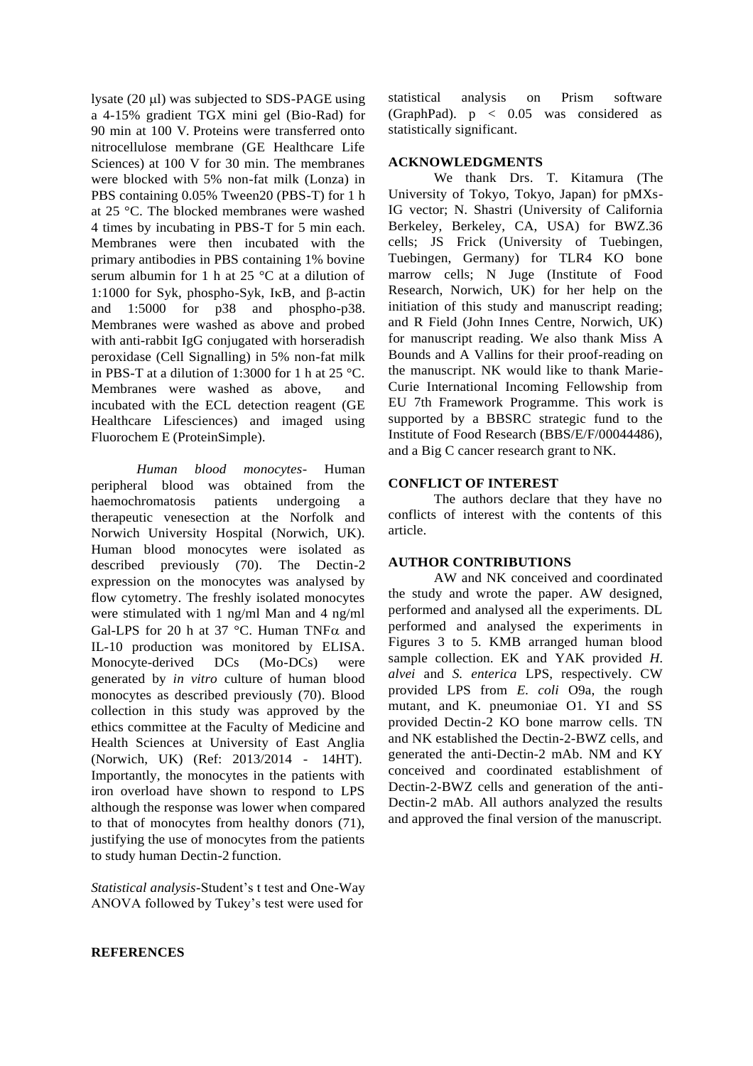lysate (20 μl) was subjected to SDS-PAGE using a 4-15% gradient TGX mini gel (Bio-Rad) for 90 min at 100 V. Proteins were transferred onto nitrocellulose membrane (GE Healthcare Life Sciences) at 100 V for 30 min. The membranes were blocked with 5% non-fat milk (Lonza) in PBS containing 0.05% Tween20 (PBS-T) for 1 h at 25 °C. The blocked membranes were washed 4 times by incubating in PBS-T for 5 min each. Membranes were then incubated with the primary antibodies in PBS containing 1% bovine serum albumin for 1 h at 25 °C at a dilution of 1:1000 for Syk, phospho-Syk, IκB, and β-actin and 1:5000 for p38 and phospho-p38. Membranes were washed as above and probed with anti-rabbit IgG conjugated with horseradish peroxidase (Cell Signalling) in 5% non-fat milk in PBS-T at a dilution of 1:3000 for 1 h at 25 °C. Membranes were washed as above, and incubated with the ECL detection reagent (GE Healthcare Lifesciences) and imaged using Fluorochem E (ProteinSimple).

*Human blood monocytes*- Human peripheral blood was obtained from the haemochromatosis patients undergoing a therapeutic venesection at the Norfolk and Norwich University Hospital (Norwich, UK). Human blood monocytes were isolated as described previously (70). The Dectin-2 expression on the monocytes was analysed by flow cytometry. The freshly isolated monocytes were stimulated with 1 ng/ml Man and 4 ng/ml Gal-LPS for 20 h at 37 °C. Human TNFα and IL-10 production was monitored by ELISA. Monocyte-derived DCs (Mo-DCs) were generated by *in vitro* culture of human blood monocytes as described previously (70). Blood collection in this study was approved by the ethics committee at the Faculty of Medicine and Health Sciences at University of East Anglia (Norwich, UK) (Ref: 2013/2014 - 14HT). Importantly, the monocytes in the patients with iron overload have shown to respond to LPS although the response was lower when compared to that of monocytes from healthy donors (71), justifying the use of monocytes from the patients to study human Dectin-2 function.

*Statistical analysis*-Student's t test and One-Way ANOVA followed by Tukey's test were used for statistical analysis on Prism software (GraphPad). $p < 0.05$ was considered as statistically significant.

## ACKNOWLEDGMENTS

We thank Drs. T. Kitamura (The University of Tokyo, Tokyo, Japan) for pMXs-IG vector; N. Shastri (University of California Berkeley, Berkeley, CA, USA) for BWZ.36 cells; JS Frick (University of Tuebingen, Tuebingen, Germany) for TLR4 KO bone marrow cells; N Juge (Institute of Food Research, Norwich, UK) for her help on the initiation of this study and manuscript reading; and R Field (John Innes Centre, Norwich, UK) for manuscript reading. We also thank Miss A Bounds and A Vallins for their proof-reading on the manuscript. NK would like to thank Marie-Curie International Incoming Fellowship from EU 7th Framework Programme. This work is supported by a BBSRC strategic fund to the Institute of Food Research (BBS/E/F/00044486), and a Big C cancer research grant to NK.

## CONFLICT OF INTEREST

The authors declare that they have no conflicts of interest with the contents of this article.

## AUTHOR CONTRIBUTIONS

AW and NK conceived and coordinated the study and wrote the paper. AW designed, performed and analysed all the experiments. DL performed and analysed the experiments in Figures 3 to 5. KMB arranged human blood sample collection. EK and YAK provided *H. alvei* and *S. enterica* LPS, respectively. CW provided LPS from *E. coli* O9a, the rough mutant, and K. pneumoniae O1. YI and SS provided Dectin-2 KO bone marrow cells. TN and NK established the Dectin-2-BWZ cells, and generated the anti-Dectin-2 mAb. NM and KY conceived and coordinated establishment of Dectin-2-BWZ cells and generation of the anti-Dectin-2 mAb. All authors analyzed the results and approved the final version of the manuscript.

## REFERENCES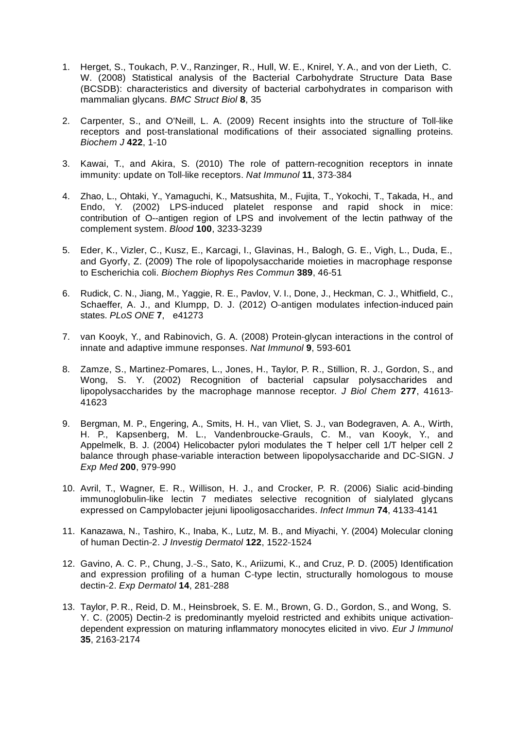1. Herget, S., Toukach, P. V., Ranzinger, R., Hull, W. E., Knirel, Y. A., and von der Lieth, C. W. (2008) Statistical analysis of the Bacterial Carbohydrate Structure Data Base (BCSDB): characteristics and diversity of bacterial carbohydrates in comparison with mammalian glycans. *BMC Struct Biol* **8**, 35

2. Carpenter, S., and O'Neill, L. A. (2009) Recent insights into the structure of Toll-like receptors and post-translational modifications of their associated signalling proteins. *Biochem J* **422**, 1-10

3. Kawai, T., and Akira, S. (2010) The role of pattern-recognition receptors in innate immunity: update on Toll-like receptors. *Nat Immunol* **11**, 373-384

4. Zhao, L., Ohtaki, Y., Yamaguchi, K., Matsushita, M., Fujita, T., Yokochi, T., Takada, H., and Endo, Y. (2002) LPS-induced platelet response and rapid shock in mice: contribution of O--antigen region of LPS and involvement of the lectin pathway of the complement system. *Blood* **100**, 3233-3239

5. Eder, K., Vizler, C., Kusz, E., Karcagi, I., Glavinas, H., Balogh, G. E., Vigh, L., Duda, E., and Gyorfy, Z. (2009) The role of lipopolysaccharide moieties in macrophage response to Escherichia coli. *Biochem Biophys Res Commun* **389**, 46-51

6. Rudick, C. N., Jiang, M., Yaggie, R. E., Pavlov, V. I., Done, J., Heckman, C. J., Whitfield, C., Schaeffer, A. J., and Klumpp, D. J. (2012) O-antigen modulates infection-induced pain states. *PLoS ONE* **7**, e41273

7. van Kooyk, Y., and Rabinovich, G. A. (2008) Protein-glycan interactions in the control of innate and adaptive immune responses. *Nat Immunol* **9**, 593-601

8. Zamze, S., Martinez-Pomares, L., Jones, H., Taylor, P. R., Stillion, R. J., Gordon, S., and Wong, S. Y. (2002) Recognition of bacterial capsular polysaccharides and lipopolysaccharides by the macrophage mannose receptor. *J Biol Chem* **277**, 41613-41623

9. Bergman, M. P., Engering, A., Smits, H. H., van Vliet, S. J., van Bodegraven, A. A., Wirth, H. P., Kapsenberg, M. L., Vandenbroucke-Grauls, C. M., van Kooyk, Y., and Appelmelk, B. J. (2004) Helicobacter pylori modulates the T helper cell 1/T helper cell 2 balance through phase-variable interaction between lipopolysaccharide and DC-SIGN. *J Exp Med* **200**, 979-990

10. Avril, T., Wagner, E. R., Willison, H. J., and Crocker, P. R. (2006) Sialic acid-binding immunoglobulin-like lectin 7 mediates selective recognition of sialylated glycans expressed on Campylobacter jejuni lipooligosaccharides. *Infect Immun* **74**, 4133-4141

11. Kanazawa, N., Tashiro, K., Inaba, K., Lutz, M. B., and Miyachi, Y. (2004) Molecular cloning of human Dectin-2. *J Investig Dermatol* **122**, 1522-1524

12. Gavino, A. C. P., Chung, J.-S., Sato, K., Ariizumi, K., and Cruz, P. D. (2005) Identification and expression profiling of a human C-type lectin, structurally homologous to mouse dectin-2. *Exp Dermatol* **14**, 281-288

13. Taylor, P. R., Reid, D. M., Heinsbroek, S. E. M., Brown, G. D., Gordon, S., and Wong, S. Y. C. (2005) Dectin-2 is predominantly myeloid restricted and exhibits unique activation-dependent expression on maturing inflammatory monocytes elicited in vivo. *Eur J Immunol* **35**, 2163-2174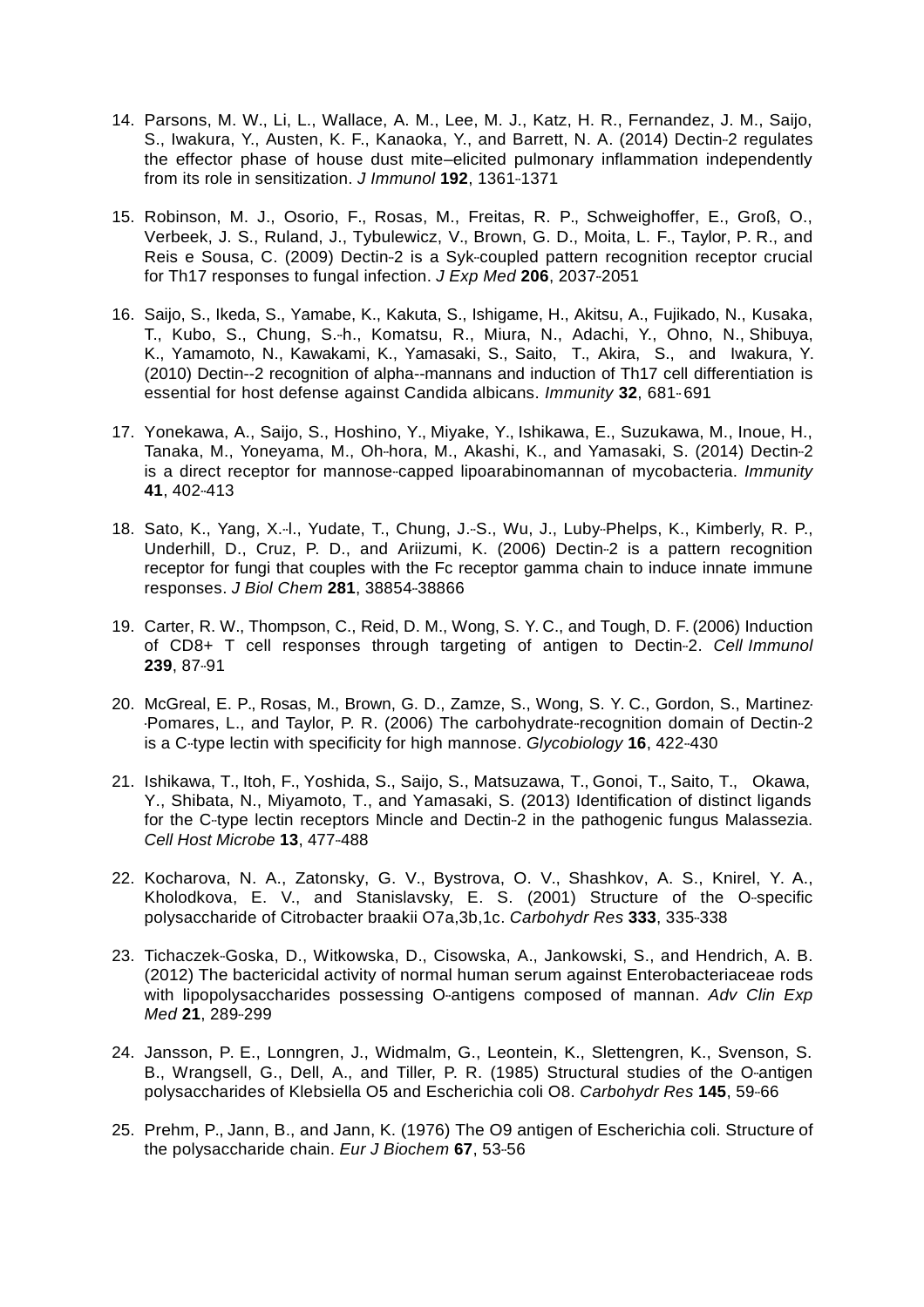14. Parsons, M. W., Li, L., Wallace, A. M., Lee, M. J., Katz, H. R., Fernandez, J. M., Saijo, S., Iwakura, Y., Austen, K. F., Kanaoka, Y., and Barrett, N. A. (2014) Dectin-2 regulates the effector phase of house dust mite–elicited pulmonary inflammation independently from its role in sensitization. *J Immunol* **192**, 1361-1371

15. Robinson, M. J., Osorio, F., Rosas, M., Freitas, R. P., Schweighoffer, E., Groß, O., Verbeek, J. S., Ruland, J., Tybulewicz, V., Brown, G. D., Moita, L. F., Taylor, P. R., and Reis e Sousa, C. (2009) Dectin-2 is a Syk-coupled pattern recognition receptor crucial for Th17 responses to fungal infection. *J Exp Med* **206**, 2037-2051

16. Saijo, S., Ikeda, S., Yamabe, K., Kakuta, S., Ishigame, H., Akitsu, A., Fujikado, N., Kusaka, T., Kubo, S., Chung, S.-h., Komatsu, R., Miura, N., Adachi, Y., Ohno, N., Shibuya, K., Yamamoto, N., Kawakami, K., Yamasaki, S., Saito, T., Akira, S., and Iwakura, Y. (2010) Dectin--2 recognition of alpha--mannans and induction of Th17 cell differentiation is essential for host defense against Candida albicans. *Immunity* **32**, 681- 691

17. Yonekawa, A., Saijo, S., Hoshino, Y., Miyake, Y., Ishikawa, E., Suzukawa, M., Inoue, H., Tanaka, M., Yoneyama, M., Oh-hora, M., Akashi, K., and Yamasaki, S. (2014) Dectin-2 is a direct receptor for mannose-capped lipoarabinomannan of mycobacteria. *Immunity* **41**, 402-413

18. Sato, K., Yang, X.-l., Yudate, T., Chung, J.-S., Wu, J., Luby-Phelps, K., Kimberly, R. P., Underhill, D., Cruz, P. D., and Ariizumi, K. (2006) Dectin-2 is a pattern recognition receptor for fungi that couples with the Fc receptor gamma chain to induce innate immune responses. *J Biol Chem* **281**, 38854-38866

19. Carter, R. W., Thompson, C., Reid, D. M., Wong, S. Y. C., and Tough, D. F. (2006) Induction of CD8+ T cell responses through targeting of antigen to Dectin-2. *Cell Immunol* **239**, 87-91

20. McGreal, E. P., Rosas, M., Brown, G. D., Zamze, S., Wong, S. Y. C., Gordon, S., Martinez-Pomares, L., and Taylor, P. R. (2006) The carbohydrate-recognition domain of Dectin-2 is a C-type lectin with specificity for high mannose. *Glycobiology* **16**, 422-430

21. Ishikawa, T., Itoh, F., Yoshida, S., Saijo, S., Matsuzawa, T., Gonoi, T., Saito, T., Okawa, Y., Shibata, N., Miyamoto, T., and Yamasaki, S. (2013) Identification of distinct ligands for the C-type lectin receptors Mincle and Dectin-2 in the pathogenic fungus Malassezia. *Cell Host Microbe* **13**, 477-488

22. Kocharova, N. A., Zatonsky, G. V., Bystrova, O. V., Shashkov, A. S., Knirel, Y. A., Kholodkova, E. V., and Stanislavsky, E. S. (2001) Structure of the O-specific polysaccharide of Citrobacter braakii O7a,3b,1c. *Carbohydr Res* **333**, 335-338

23. Tichaczek-Goska, D., Witkowska, D., Cisowska, A., Jankowski, S., and Hendrich, A. B. (2012) The bactericidal activity of normal human serum against Enterobacteriaceae rods with lipopolysaccharides possessing O-antigens composed of mannan. *Adv Clin Exp Med* **21**, 289-299

24. Jansson, P. E., Lonngren, J., Widmalm, G., Leontein, K., Slettengren, K., Svenson, S. B., Wrangsell, G., Dell, A., and Tiller, P. R. (1985) Structural studies of the O-antigen polysaccharides of Klebsiella O5 and Escherichia coli O8. *Carbohydr Res* **145**, 59-66

25. Prehm, P., Jann, B., and Jann, K. (1976) The O9 antigen of Escherichia coli. Structure of the polysaccharide chain. *Eur J Biochem* **67**, 53-56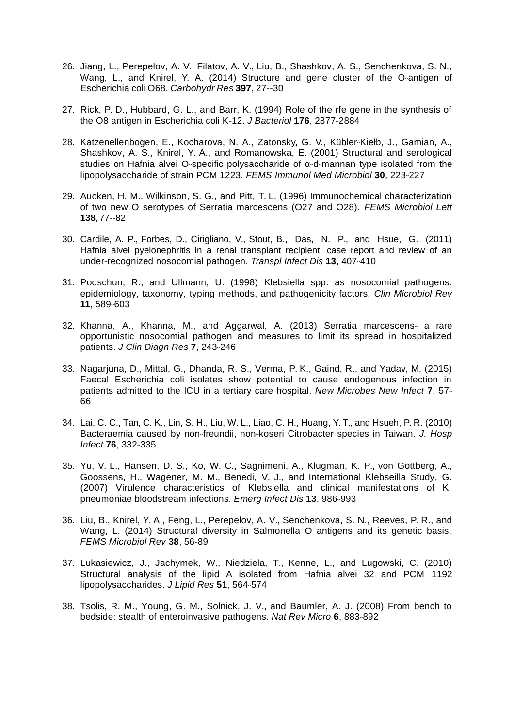26. Jiang, L., Perepelov, A. V., Filatov, A. V., Liu, B., Shashkov, A. S., Senchenkova, S. N., Wang, L., and Knirel, Y. A. (2014) Structure and gene cluster of the O-antigen of Escherichia coli O68. *Carbohydr Res* **397**, 27--30

27. Rick, P. D., Hubbard, G. L., and Barr, K. (1994) Role of the rfe gene in the synthesis of the O8 antigen in Escherichia coli K-12. *J Bacteriol* **176**, 2877-2884

28. Katzenellenbogen, E., Kocharova, N. A., Zatonsky, G. V., Kübler-Kiełb, J., Gamian, A., Shashkov, A. S., Knirel, Y. A., and Romanowska, E. (2001) Structural and serological studies on Hafnia alvei O-specific polysaccharide of α-d-mannan type isolated from the lipopolysaccharide of strain PCM 1223. *FEMS Immunol Med Microbiol* **30**, 223-227

29. Aucken, H. M., Wilkinson, S. G., and Pitt, T. L. (1996) Immunochemical characterization of two new O serotypes of Serratia marcescens (O27 and O28). *FEMS Microbiol Lett* **138**, 77--82

30. Cardile, A. P., Forbes, D., Cirigliano, V., Stout, B., Das, N. P., and Hsue, G. (2011) Hafnia alvei pyelonephritis in a renal transplant recipient: case report and review of an under-recognized nosocomial pathogen. *Transpl Infect Dis* **13**, 407-410

31. Podschun, R., and Ullmann, U. (1998) Klebsiella spp. as nosocomial pathogens: epidemiology, taxonomy, typing methods, and pathogenicity factors. *Clin Microbiol Rev* **11**, 589-603

32. Khanna, A., Khanna, M., and Aggarwal, A. (2013) Serratia marcescens- a rare opportunistic nosocomial pathogen and measures to limit its spread in hospitalized patients. *J Clin Diagn Res* **7**, 243-246

33. Nagarjuna, D., Mittal, G., Dhanda, R. S., Verma, P. K., Gaind, R., and Yadav, M. (2015) Faecal Escherichia coli isolates show potential to cause endogenous infection in patients admitted to the ICU in a tertiary care hospital. *New Microbes New Infect* **7**, 57-66

34. Lai, C. C., Tan, C. K., Lin, S. H., Liu, W. L., Liao, C. H., Huang, Y. T., and Hsueh, P. R. (2010) Bacteraemia caused by non-freundii, non-koseri Citrobacter species in Taiwan. *J. Hosp Infect* **76**, 332-335

35. Yu, V. L., Hansen, D. S., Ko, W. C., Sagnimeni, A., Klugman, K. P., von Gottberg, A., Goossens, H., Wagener, M. M., Benedi, V. J., and International Klebseilla Study, G. (2007) Virulence characteristics of Klebsiella and clinical manifestations of K. pneumoniae bloodstream infections. *Emerg Infect Dis* **13**, 986-993

36. Liu, B., Knirel, Y. A., Feng, L., Perepelov, A. V., Senchenkova, S. N., Reeves, P. R., and Wang, L. (2014) Structural diversity in Salmonella O antigens and its genetic basis. *FEMS Microbiol Rev* **38**, 56-89

37. Lukasiewicz, J., Jachymek, W., Niedziela, T., Kenne, L., and Lugowski, C. (2010) Structural analysis of the lipid A isolated from Hafnia alvei 32 and PCM 1192 lipopolysaccharides. *J Lipid Res* **51**, 564-574

38. Tsolis, R. M., Young, G. M., Solnick, J. V., and Baumler, A. J. (2008) From bench to bedside: stealth of enteroinvasive pathogens. *Nat Rev Micro* **6**, 883-892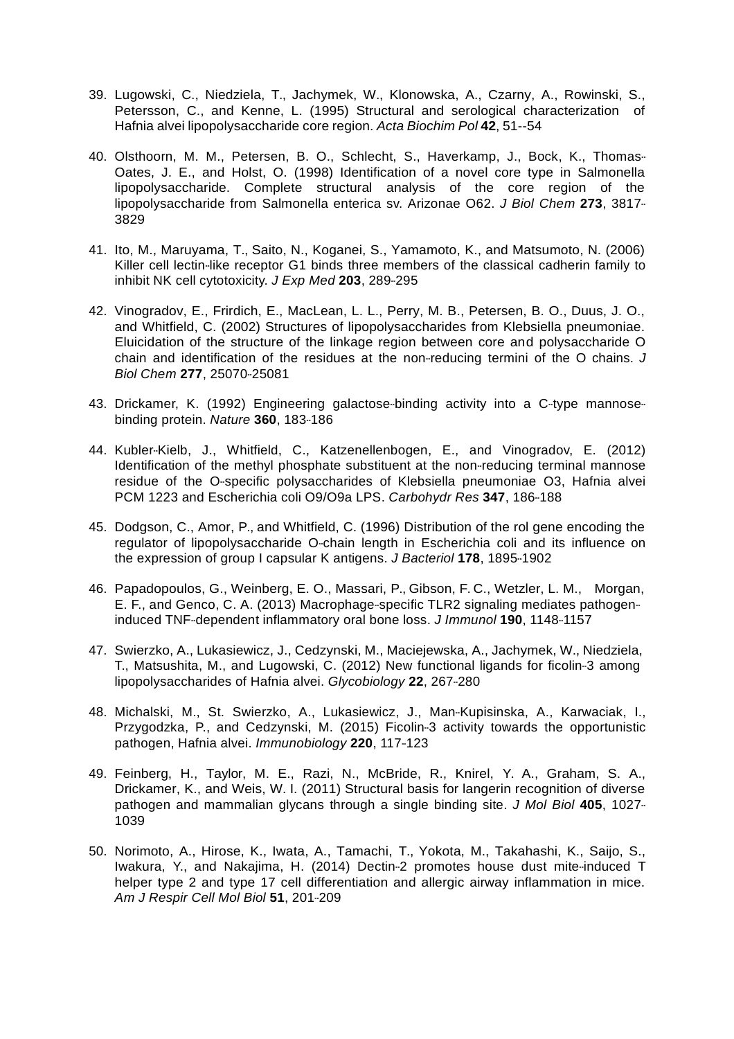39. Lugowski, C., Niedziela, T., Jachymek, W., Klonowska, A., Czarny, A., Rowinski, S., Petersson, C., and Kenne, L. (1995) Structural and serological characterization of Hafnia alvei lipopolysaccharide core region. *Acta Biochim Pol* **42**, 51--54

40. Olsthoorn, M. M., Petersen, B. O., Schlecht, S., Haverkamp, J., Bock, K., Thomas-Oates, J. E., and Holst, O. (1998) Identification of a novel core type in Salmonella lipopolysaccharide. Complete structural analysis of the core region of the lipopolysaccharide from Salmonella enterica sv. Arizonae O62. *J Biol Chem* **273**, 3817-3829

41. Ito, M., Maruyama, T., Saito, N., Koganei, S., Yamamoto, K., and Matsumoto, N. (2006) Killer cell lectin-like receptor G1 binds three members of the classical cadherin family to inhibit NK cell cytotoxicity. *J Exp Med* **203**, 289-295

42. Vinogradov, E., Frirdich, E., MacLean, L. L., Perry, M. B., Petersen, B. O., Duus, J. O., and Whitfield, C. (2002) Structures of lipopolysaccharides from Klebsiella pneumoniae. Eluicidation of the structure of the linkage region between core and polysaccharide O chain and identification of the residues at the non-reducing termini of the O chains. *J Biol Chem* **277**, 25070-25081

43. Drickamer, K. (1992) Engineering galactose-binding activity into a C-type mannose-binding protein. *Nature* **360**, 183-186

44. Kubler-Kielb, J., Whitfield, C., Katzenellenbogen, E., and Vinogradov, E. (2012) Identification of the methyl phosphate substituent at the non-reducing terminal mannose residue of the O-specific polysaccharides of Klebsiella pneumoniae O3, Hafnia alvei PCM 1223 and Escherichia coli O9/O9a LPS. *Carbohydr Res* **347**, 186-188

45. Dodgson, C., Amor, P., and Whitfield, C. (1996) Distribution of the rol gene encoding the regulator of lipopolysaccharide O-chain length in Escherichia coli and its influence on the expression of group I capsular K antigens. *J Bacteriol* **178**, 1895-1902

46. Papadopoulos, G., Weinberg, E. O., Massari, P., Gibson, F. C., Wetzler, L. M., Morgan, E. F., and Genco, C. A. (2013) Macrophage-specific TLR2 signaling mediates pathogen-induced TNF-dependent inflammatory oral bone loss. *J Immunol* **190**, 1148-1157

47. Swierzko, A., Lukasiewicz, J., Cedzynski, M., Maciejewska, A., Jachymek, W., Niedziela, T., Matsushita, M., and Lugowski, C. (2012) New functional ligands for ficolin-3 among lipopolysaccharides of Hafnia alvei. *Glycobiology* **22**, 267-280

48. Michalski, M., St. Swierzko, A., Lukasiewicz, J., Man-Kupisinska, A., Karwaciak, I., Przygodzka, P., and Cedzynski, M. (2015) Ficolin-3 activity towards the opportunistic pathogen, Hafnia alvei. *Immunobiology* **220**, 117-123

49. Feinberg, H., Taylor, M. E., Razi, N., McBride, R., Knirel, Y. A., Graham, S. A., Drickamer, K., and Weis, W. I. (2011) Structural basis for langerin recognition of diverse pathogen and mammalian glycans through a single binding site. *J Mol Biol* **405**, 1027-1039

50. Norimoto, A., Hirose, K., Iwata, A., Tamachi, T., Yokota, M., Takahashi, K., Saijo, S., Iwakura, Y., and Nakajima, H. (2014) Dectin-2 promotes house dust mite-induced T helper type 2 and type 17 cell differentiation and allergic airway inflammation in mice. *Am J Respir Cell Mol Biol* **51**, 201-209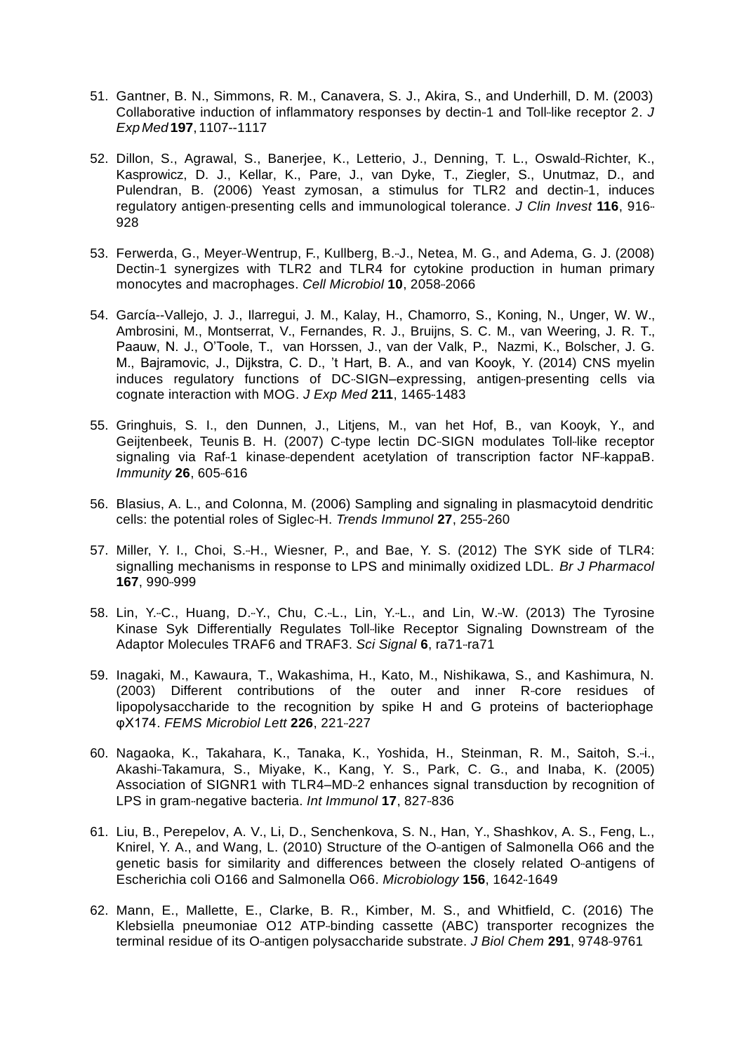51. Gantner, B. N., Simmons, R. M., Canavera, S. J., Akira, S., and Underhill, D. M. (2003) Collaborative induction of inflammatory responses by dectin-1 and Toll-like receptor 2. *J Exp Med* **197**, 1107--1117

52. Dillon, S., Agrawal, S., Banerjee, K., Letterio, J., Denning, T. L., Oswald-Richter, K., Kasprowicz, D. J., Kellar, K., Pare, J., van Dyke, T., Ziegler, S., Unutmaz, D., and Pulendran, B. (2006) Yeast zymosan, a stimulus for TLR2 and dectin-1, induces regulatory antigen-presenting cells and immunological tolerance. *J Clin Invest* **116**, 916-928

53. Ferwerda, G., Meyer-Wentrup, F., Kullberg, B.-J., Netea, M. G., and Adema, G. J. (2008) Dectin-1 synergizes with TLR2 and TLR4 for cytokine production in human primary monocytes and macrophages. *Cell Microbiol* **10**, 2058-2066

54. García--Vallejo, J. J., Ilarregui, J. M., Kalay, H., Chamorro, S., Koning, N., Unger, W. W., Ambrosini, M., Montserrat, V., Fernandes, R. J., Bruijns, S. C. M., van Weering, J. R. T., Paauw, N. J., O'Toole, T., van Horssen, J., van der Valk, P., Nazmi, K., Bolscher, J. G. M., Bajramovic, J., Dijkstra, C. D., 't Hart, B. A., and van Kooyk, Y. (2014) CNS myelin induces regulatory functions of DC-SIGN–expressing, antigen-presenting cells via cognate interaction with MOG. *J Exp Med* **211**, 1465-1483

55. Gringhuis, S. I., den Dunnen, J., Litjens, M., van het Hof, B., van Kooyk, Y., and Geijtenbeek, Teunis B. H. (2007) C-type lectin DC-SIGN modulates Toll-like receptor signaling via Raf-1 kinase-dependent acetylation of transcription factor NF-kappaB. *Immunity* **26**, 605-616

56. Blasius, A. L., and Colonna, M. (2006) Sampling and signaling in plasmacytoid dendritic cells: the potential roles of Siglec-H. *Trends Immunol* **27**, 255-260

57. Miller, Y. I., Choi, S.-H., Wiesner, P., and Bae, Y. S. (2012) The SYK side of TLR4: signalling mechanisms in response to LPS and minimally oxidized LDL. *Br J Pharmacol* **167**, 990-999

58. Lin, Y.-C., Huang, D.-Y., Chu, C.-L., Lin, Y.-L., and Lin, W.-W. (2013) The Tyrosine Kinase Syk Differentially Regulates Toll-like Receptor Signaling Downstream of the Adaptor Molecules TRAF6 and TRAF3. *Sci Signal* **6**, ra71-ra71

59. Inagaki, M., Kawaura, T., Wakashima, H., Kato, M., Nishikawa, S., and Kashimura, N. (2003) Different contributions of the outer and inner R-core residues of lipopolysaccharide to the recognition by spike H and G proteins of bacteriophage φX174. *FEMS Microbiol Lett* **226**, 221-227

60. Nagaoka, K., Takahara, K., Tanaka, K., Yoshida, H., Steinman, R. M., Saitoh, S.-i., Akashi-Takamura, S., Miyake, K., Kang, Y. S., Park, C. G., and Inaba, K. (2005) Association of SIGNR1 with TLR4–MD-2 enhances signal transduction by recognition of LPS in gram-negative bacteria. *Int Immunol* **17**, 827-836

61. Liu, B., Perepelov, A. V., Li, D., Senchenkova, S. N., Han, Y., Shashkov, A. S., Feng, L., Knirel, Y. A., and Wang, L. (2010) Structure of the O-antigen of Salmonella O66 and the genetic basis for similarity and differences between the closely related O-antigens of Escherichia coli O166 and Salmonella O66. *Microbiology* **156**, 1642-1649

62. Mann, E., Mallette, E., Clarke, B. R., Kimber, M. S., and Whitfield, C. (2016) The Klebsiella pneumoniae O12 ATP-binding cassette (ABC) transporter recognizes the terminal residue of its O-antigen polysaccharide substrate. *J Biol Chem* **291**, 9748-9761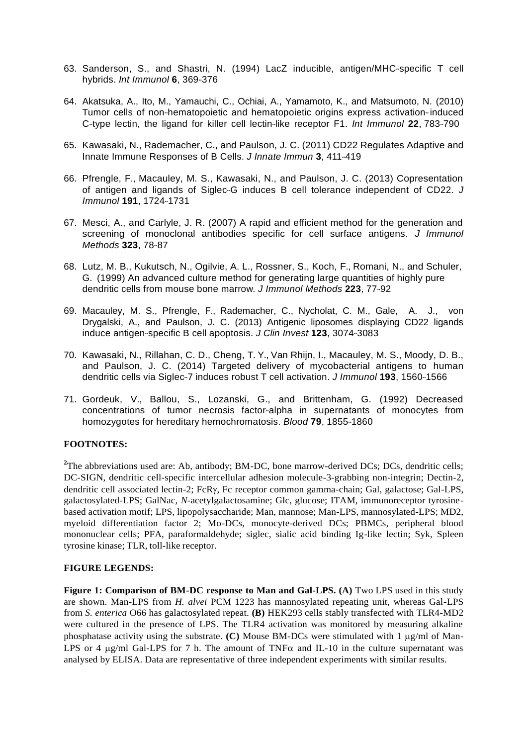63. Sanderson, S., and Shastri, N. (1994) LacZ inducible, antigen/MHC-specific T cell hybrids. *Int Immunol* **6**, 369-376

64. Akatsuka, A., Ito, M., Yamauchi, C., Ochiai, A., Yamamoto, K., and Matsumoto, N. (2010) Tumor cells of non-hematopoietic and hematopoietic origins express activation-induced C-type lectin, the ligand for killer cell lectin-like receptor F1. *Int Immunol* **22**, 783-790

65. Kawasaki, N., Rademacher, C., and Paulson, J. C. (2011) CD22 Regulates Adaptive and Innate Immune Responses of B Cells. *J Innate Immun* **3**, 411-419

66. Pfrengle, F., Macauley, M. S., Kawasaki, N., and Paulson, J. C. (2013) Copresentation of antigen and ligands of Siglec-G induces B cell tolerance independent of CD22. *J Immunol* **191**, 1724-1731

67. Mesci, A., and Carlyle, J. R. (2007) A rapid and efficient method for the generation and screening of monoclonal antibodies specific for cell surface antigens. *J Immunol Methods* **323**, 78-87

68. Lutz, M. B., Kukutsch, N., Ogilvie, A. L., Rossner, S., Koch, F., Romani, N., and Schuler, G. (1999) An advanced culture method for generating large quantities of highly pure dendritic cells from mouse bone marrow. *J Immunol Methods* **223**, 77-92

69. Macauley, M. S., Pfrengle, F., Rademacher, C., Nycholat, C. M., Gale, A. J., von Drygalski, A., and Paulson, J. C. (2013) Antigenic liposomes displaying CD22 ligands induce antigen-specific B cell apoptosis. *J Clin Invest* **123**, 3074-3083

70. Kawasaki, N., Rillahan, C. D., Cheng, T. Y., Van Rhijn, I., Macauley, M. S., Moody, D. B., and Paulson, J. C. (2014) Targeted delivery of mycobacterial antigens to human dendritic cells via Siglec-7 induces robust T cell activation. *J Immunol* **193**, 1560-1566

71. Gordeuk, V., Ballou, S., Lozanski, G., and Brittenham, G. (1992) Decreased concentrations of tumor necrosis factor-alpha in supernatants of monocytes from homozygotes for hereditary hemochromatosis. *Blood* **79**, 1855-1860

**FOOTNOTES:**

[2]The abbreviations used are: Ab, antibody; BM-DC, bone marrow-derived DCs; DCs, dendritic cells; DC-SIGN, dendritic cell-specific intercellular adhesion molecule-3-grabbing non-integrin; Dectin-2, dendritic cell associated lectin-2; FcRγ, Fc receptor common gamma-chain; Gal, galactose; Gal-LPS, galactosylated-LPS; GalNac, *N*-acetylgalactosamine; Glc, glucose; ITAM, immunoreceptor tyrosine-based activation motif; LPS, lipopolysaccharide; Man, mannose; Man-LPS, mannosylated-LPS; MD2, myeloid differentiation factor 2; Mo-DCs, monocyte-derived DCs; PBMCs, peripheral blood mononuclear cells; PFA, paraformaldehyde; siglec, sialic acid binding Ig-like lectin; Syk, Spleen tyrosine kinase; TLR, toll-like receptor.

**FIGURE LEGENDS:**

**Figure 1: Comparison of BM-DC response to Man and Gal-LPS. (A)** Two LPS used in this study are shown. Man-LPS from *H. alvei* PCM 1223 has mannosylated repeating unit, whereas Gal-LPS from *S. enterica* O66 has galactosylated repeat. **(B)** HEK293 cells stably transfected with TLR4-MD2 were cultured in the presence of LPS. The TLR4 activation was monitored by measuring alkaline phosphatase activity using the substrate. **(C)** Mouse BM-DCs were stimulated with 1 μg/ml of Man-LPS or 4 μg/ml Gal-LPS for 7 h. The amount of TNFα and IL-10 in the culture supernatant was analysed by ELISA. Data are representative of three independent experiments with similar results.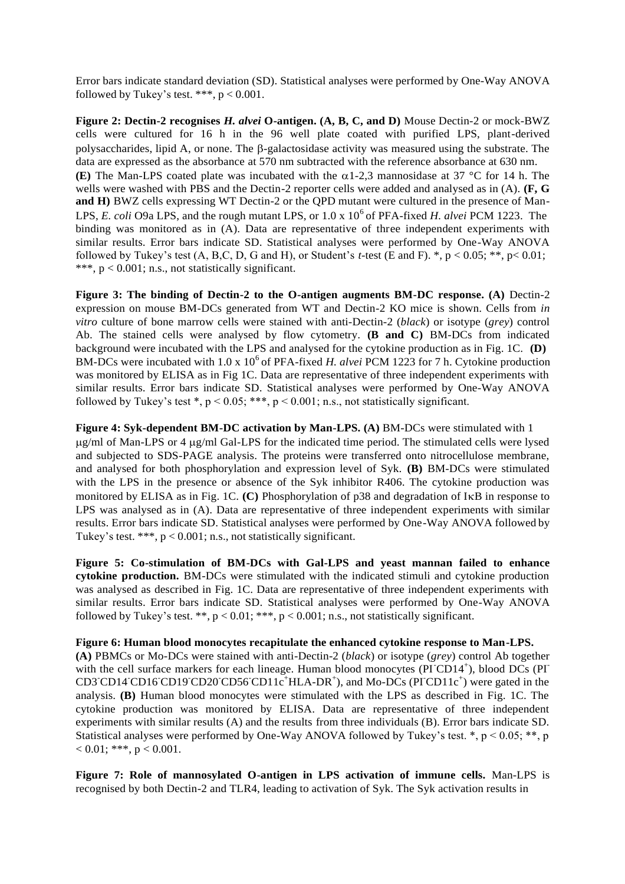Error bars indicate standard deviation (SD). Statistical analyses were performed by One-Way ANOVA followed by Tukey's test. ***, $p < 0.001$.

**Figure 2: Dectin-2 recognises *H. alvei* O-antigen. (A, B, C, and D)** Mouse Dectin-2 or mock-BWZ cells were cultured for 16 h in the 96 well plate coated with purified LPS, plant-derived polysaccharides, lipid A, or none. The β-galactosidase activity was measured using the substrate. The data are expressed as the absorbance at 570 nm subtracted with the reference absorbance at 630 nm. **(E)** The Man-LPS coated plate was incubated with the α1-2,3 mannosidase at 37 °C for 14 h. The wells were washed with PBS and the Dectin-2 reporter cells were added and analysed as in (A). **(F, G and H)** BWZ cells expressing WT Dectin-2 or the QPD mutant were cultured in the presence of Man-LPS, *E. coli* O9a LPS, and the rough mutant LPS, or $1.0 \times 10^6$ of PFA-fixed *H. alvei* PCM 1223. The binding was monitored as in (A). Data are representative of three independent experiments with similar results. Error bars indicate SD. Statistical analyses were performed by One-Way ANOVA followed by Tukey's test (A, B,C, D, G and H), or Student's *t*-test (E and F). *, $p < 0.05$; **, $p < 0.01$; ***, $p < 0.001$; n.s., not statistically significant.

**Figure 3: The binding of Dectin-2 to the O-antigen augments BM-DC response. (A)** Dectin-2 expression on mouse BM-DCs generated from WT and Dectin-2 KO mice is shown. Cells from *in vitro* culture of bone marrow cells were stained with anti-Dectin-2 (*black*) or isotype (*grey*) control Ab. The stained cells were analysed by flow cytometry. **(B and C)** BM-DCs from indicated background were incubated with the LPS and analysed for the cytokine production as in Fig. 1C. **(D)** BM-DCs were incubated with $1.0 \times 10^6$ of PFA-fixed *H. alvei* PCM 1223 for 7 h. Cytokine production was monitored by ELISA as in Fig 1C. Data are representative of three independent experiments with similar results. Error bars indicate SD. Statistical analyses were performed by One-Way ANOVA followed by Tukey's test *, $p < 0.05$; ***, $p < 0.001$; n.s., not statistically significant.

**Figure 4: Syk-dependent BM-DC activation by Man-LPS. (A)** BM-DCs were stimulated with 1 μg/ml of Man-LPS or 4 μg/ml Gal-LPS for the indicated time period. The stimulated cells were lysed and subjected to SDS-PAGE analysis. The proteins were transferred onto nitrocellulose membrane, and analysed for both phosphorylation and expression level of Syk. **(B)** BM-DCs were stimulated with the LPS in the presence or absence of the Syk inhibitor R406. The cytokine production was monitored by ELISA as in Fig. 1C. **(C)** Phosphorylation of p38 and degradation of IκB in response to LPS was analysed as in (A). Data are representative of three independent experiments with similar results. Error bars indicate SD. Statistical analyses were performed by One-Way ANOVA followed by Tukey's test. ***, $p < 0.001$; n.s., not statistically significant.

**Figure 5: Co-stimulation of BM-DCs with Gal-LPS and yeast mannan failed to enhance cytokine production.** BM-DCs were stimulated with the indicated stimuli and cytokine production was analysed as described in Fig. 1C. Data are representative of three independent experiments with similar results. Error bars indicate SD. Statistical analyses were performed by One-Way ANOVA followed by Tukey's test. **, $p < 0.01$; ***, $p < 0.001$; n.s., not statistically significant.

**Figure 6: Human blood monocytes recapitulate the enhanced cytokine response to Man-LPS. (A)** PBMCs or Mo-DCs were stained with anti-Dectin-2 (*black*) or isotype (*grey*) control Ab together with the cell surface markers for each lineage. Human blood monocytes ($PI^-CD14^+$), blood DCs ($PI^-CD3^-CD14^-CD16^-CD19^-CD20^-CD56^-CD11c^+HLA\text{-}DR^+$), and Mo-DCs ($PI^-CD11c^+$) were gated in the analysis. **(B)** Human blood monocytes were stimulated with the LPS as described in Fig. 1C. The cytokine production was monitored by ELISA. Data are representative of three independent experiments with similar results (A) and the results from three individuals (B). Error bars indicate SD. Statistical analyses were performed by One-Way ANOVA followed by Tukey's test. *, $p < 0.05$; **, $p < 0.01$; ***, $p < 0.001$.

**Figure 7: Role of mannosylated O-antigen in LPS activation of immune cells.** Man-LPS is recognised by both Dectin-2 and TLR4, leading to activation of Syk. The Syk activation results in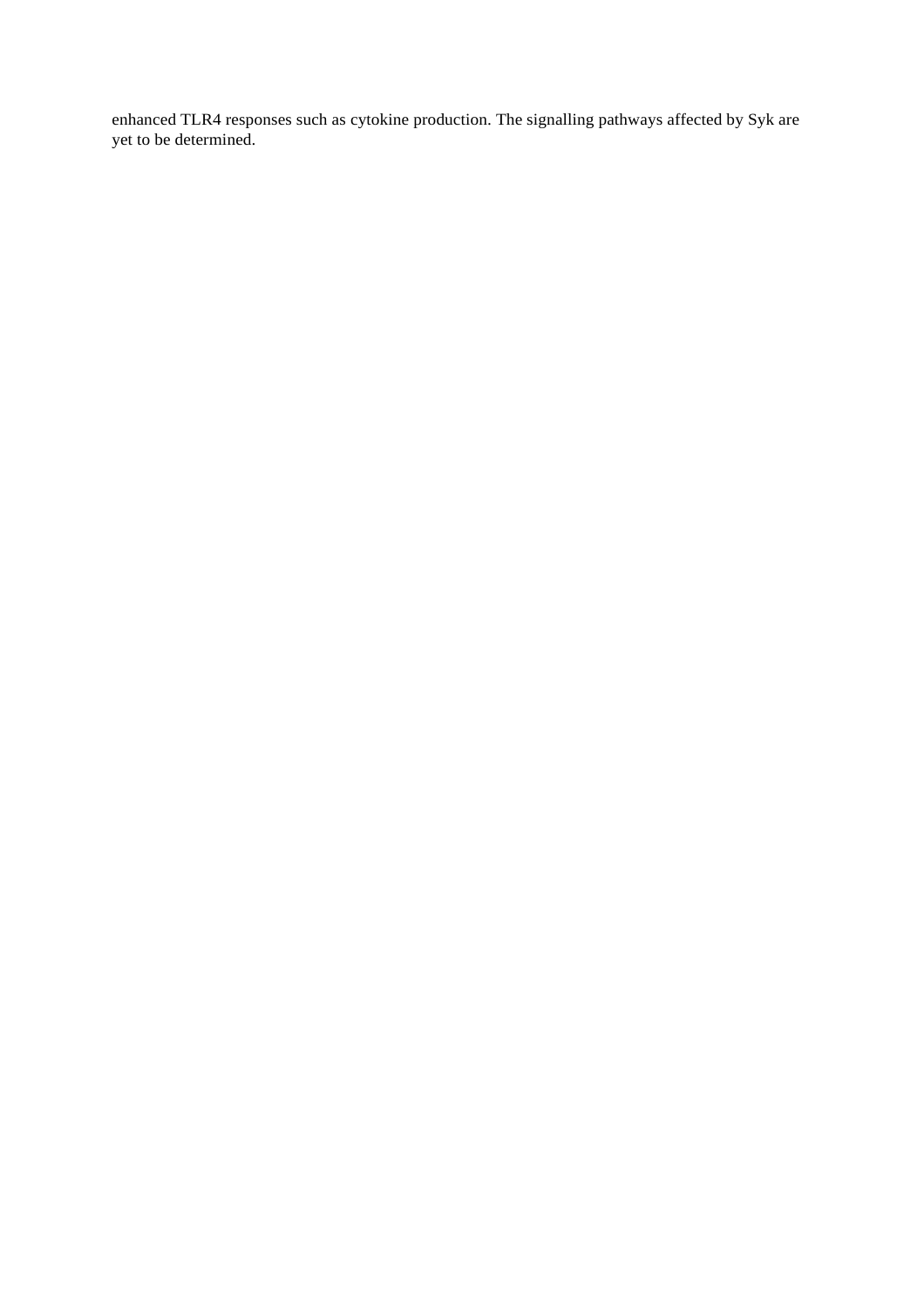enhanced TLR4 responses such as cytokine production. The signalling pathways affected by Syk are yet to be determined.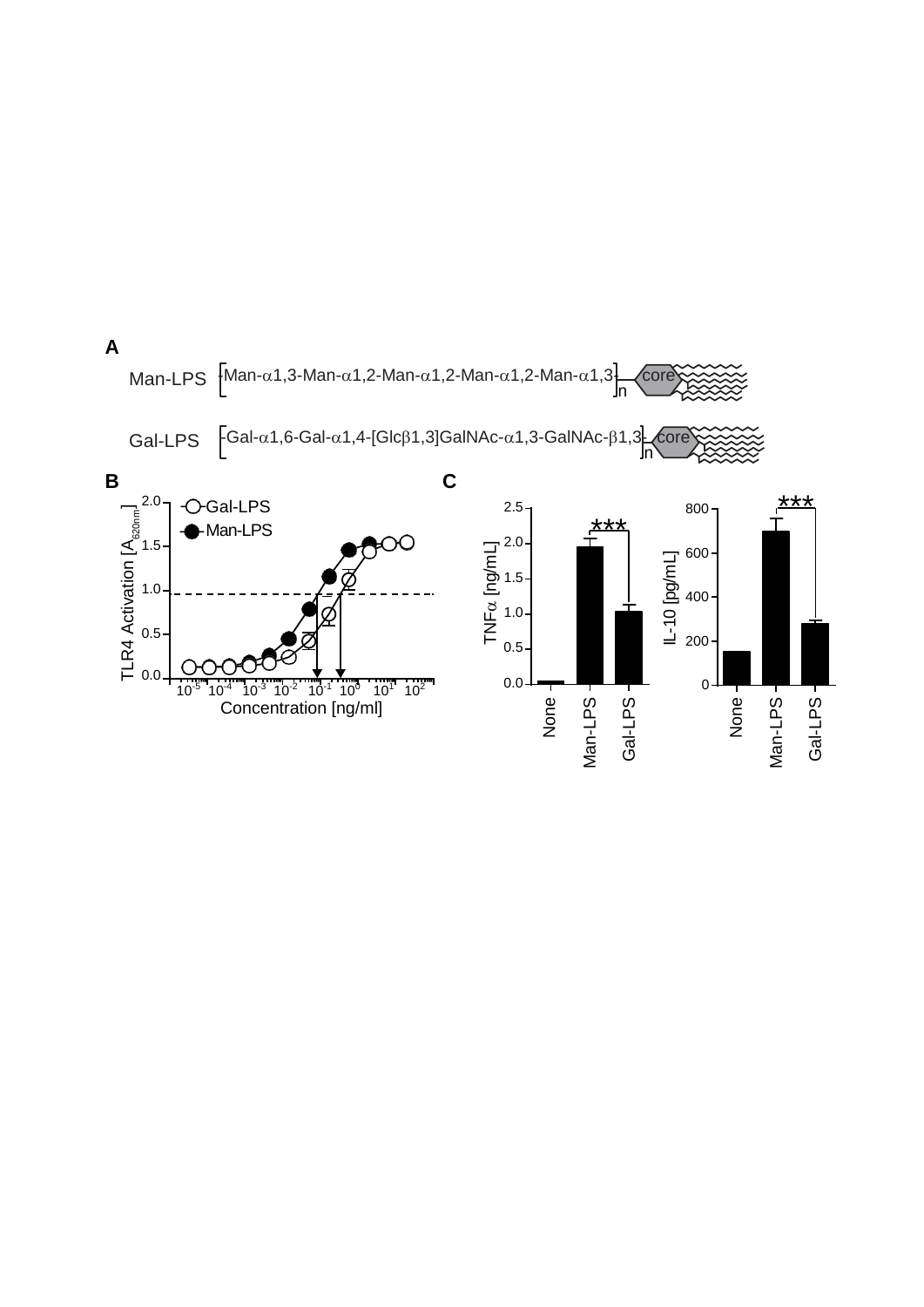**A**

Man-LPS [Man-$\alpha$1,3-Man-$\alpha$1,2-Man-$\alpha$1,2-Man-$\alpha$1,2-Man-$\alpha$1,3]$_n$ core

Gal-LPS [Gal-$\alpha$1,6-Gal-$\alpha$1,4-[Glc$\beta$1,3]GalNAc-$\alpha$1,3-GalNAc-$\beta$1,3]$_n$ core

**B**

TLR4 Activation [$A_{620nm}$]

Gal-LPS

Man-LPS

Concentration [ng/ml]

**C**

TNF$\alpha$ [ng/mL]

IL-10 [pg/mL]

None

Man-LPS

Gal-LPS

***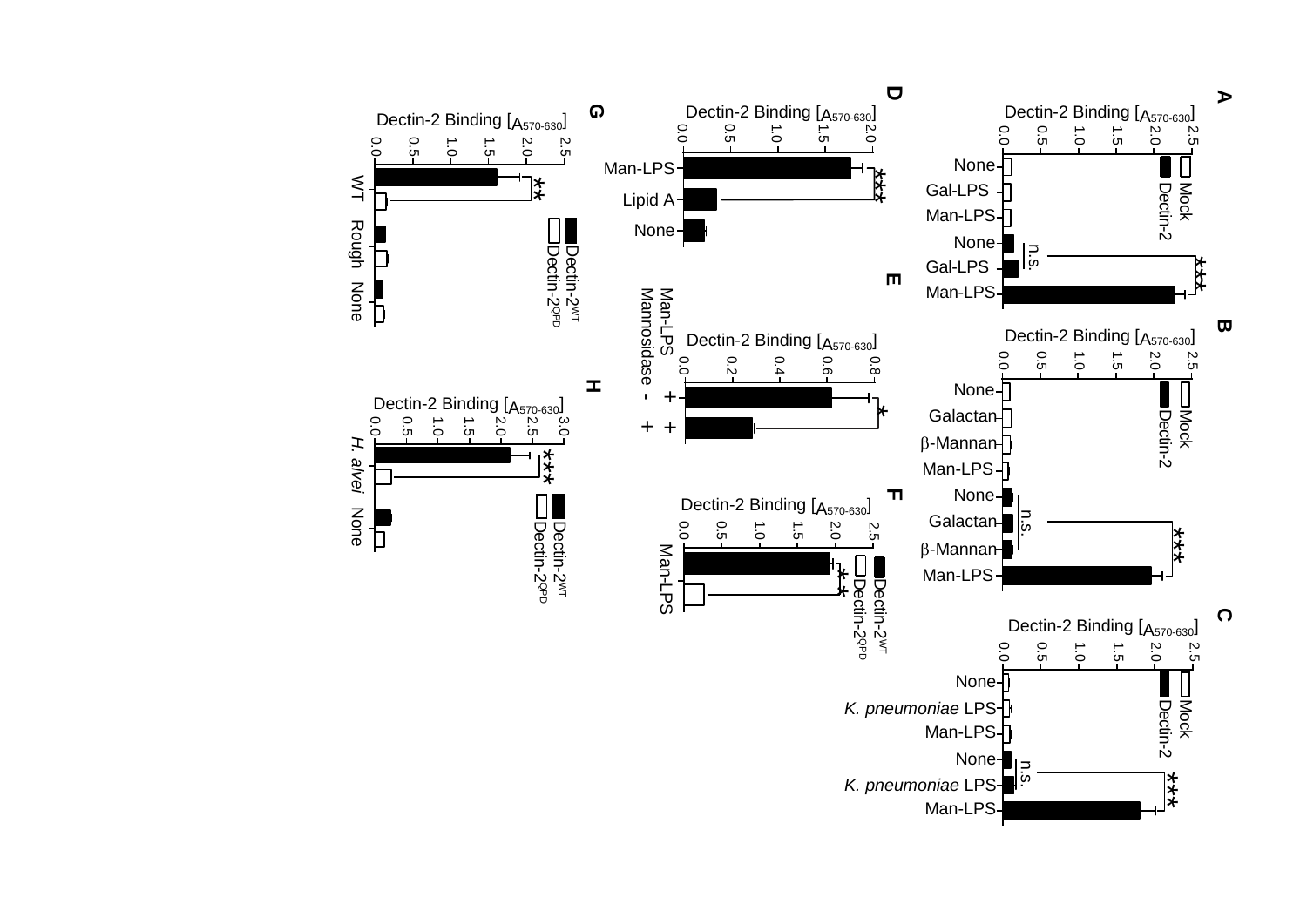A

Dectin-2 Binding [$A_{570-630}$]

Mock, Dectin-2

None, Gal-LPS, Man-LPS, None, Gal-LPS, Man-LPS

n.s. ***

B

Dectin-2 Binding [$A_{570-630}$]

Mock, Dectin-2

None, Galactan, β-Mannan, Man-LPS, None, Galactan, β-Mannan, Man-LPS

n.s. ***

C

Dectin-2 Binding [$A_{570-630}$]

Mock, Dectin-2

None, *K. pneumoniae* LPS, Man-LPS, None, *K. pneumoniae* LPS, Man-LPS

n.s. ***

D

Dectin-2 Binding [$A_{570-630}$]

Man-LPS, Lipid A, None

***

E

Dectin-2 Binding [$A_{570-630}$]

Man-LPS: + +

Mannosidase: - +

*

F

Dectin-2 Binding [$A_{570-630}$]

Dectin-2[WT], Dectin-2[QPD]

Man-LPS

**

G

Dectin-2 Binding [$A_{570-630}$]

Dectin-2[WT], Dectin-2[QPD]

WT, Rough, None

**

H

Dectin-2 Binding [$A_{570-630}$]

Dectin-2[WT], Dectin-2[QPD]

*H. alvei*, None

***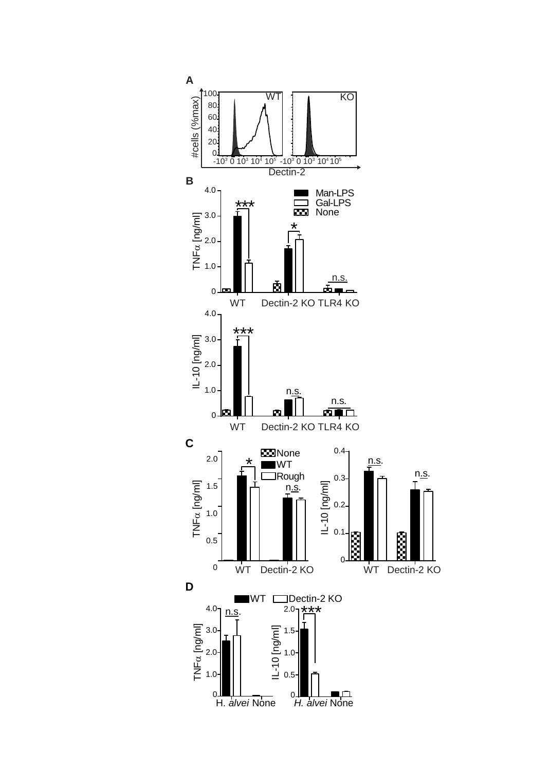A

WT KO

#cells (%max)

100 80 60 40 20 0

$-10^3$ 0 $10^3$ $10^4$ $10^5$ $-10^3$ 0 $10^3$ $10^4$ $10^5$

Dectin-2

B

Man-LPS
Gal-LPS
None

TNFα [ng/ml]

4.0 3.0 2.0 1.0 0

*** * n.s.

WT Dectin-2 KO TLR4 KO

IL-10 [ng/ml]

4.0 3.0 2.0 1.0 0

*** n.s. n.s.

WT Dectin-2 KO TLR4 KO

C

None
WT
Rough

TNFα [ng/ml]

2.0 1.5 1.0 0.5 0

* n.s.

WT Dectin-2 KO

IL-10 [ng/ml]

0.4 0.3 0.2 0.1 0

n.s. n.s.

WT Dectin-2 KO

D

WT Dectin-2 KO

TNFα [ng/ml]

4.0 3.0 2.0 1.0 0

n.s.

H. *alvei* None

IL-10 [ng/ml]

2.0 1.5 1.0 0.5 0

***

*H. alvei* None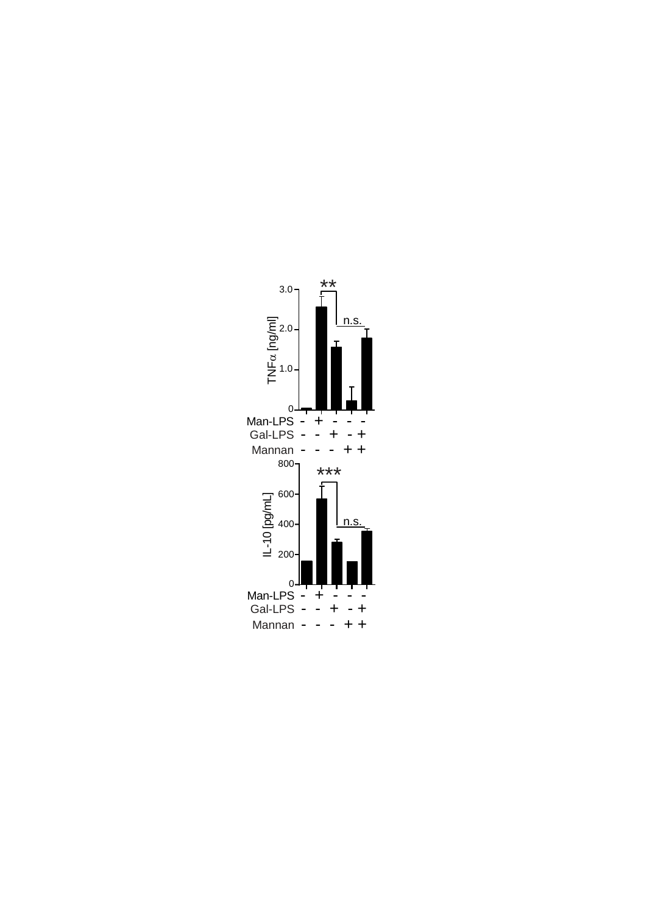**
n.s.

TNFα [ng/ml]

3.0
2.0
1.0
0

| Man-LPS | - | + | - | - | - |
|---|---|---|---|---|---|
| Gal-LPS | - | - | + | - | + |
| Mannan | - | - | - | + | + |

***
n.s.

IL-10 [pg/mL]

800
600
400
200
0

| Man-LPS | - | + | - | - | - |
|---|---|---|---|---|---|
| Gal-LPS | - | - | + | - | + |
| Mannan | - | - | - | + | + |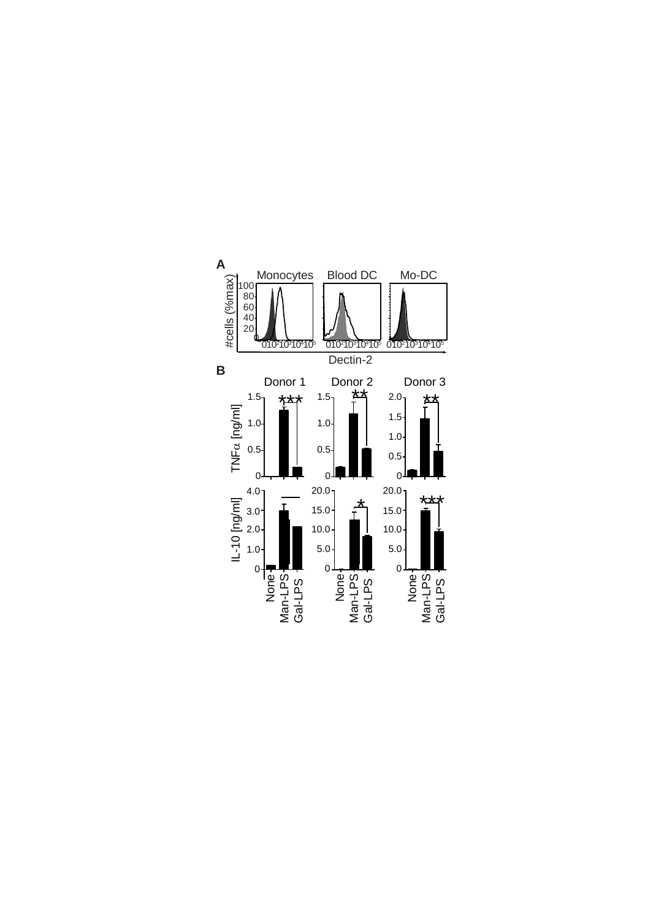A

Monocytes Blood DC Mo-DC

#cells (%max)

100
80
60
40
20
0

0 $10^2$ $10^3$ $10^4$ $10^5$

Dectin-2

B

Donor 1 Donor 2 Donor 3

TNFα [ng/ml]

IL-10 [ng/ml]

None Man-LPS Gal-LPS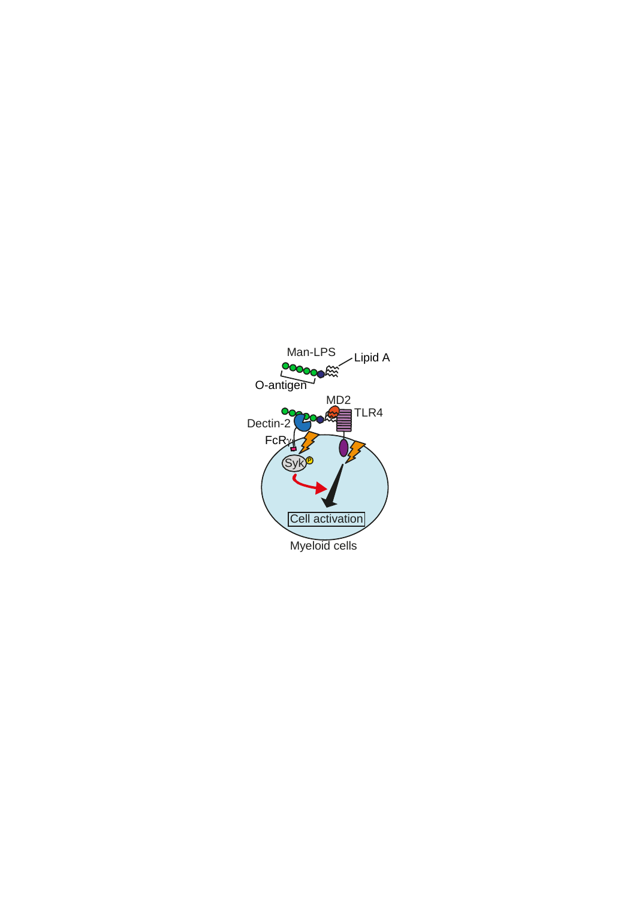Man-LPS

Lipid A

O-antigen

MD2

TLR4

Dectin-2

FcRγ

Syk

P

Cell activation

Myeloid cells